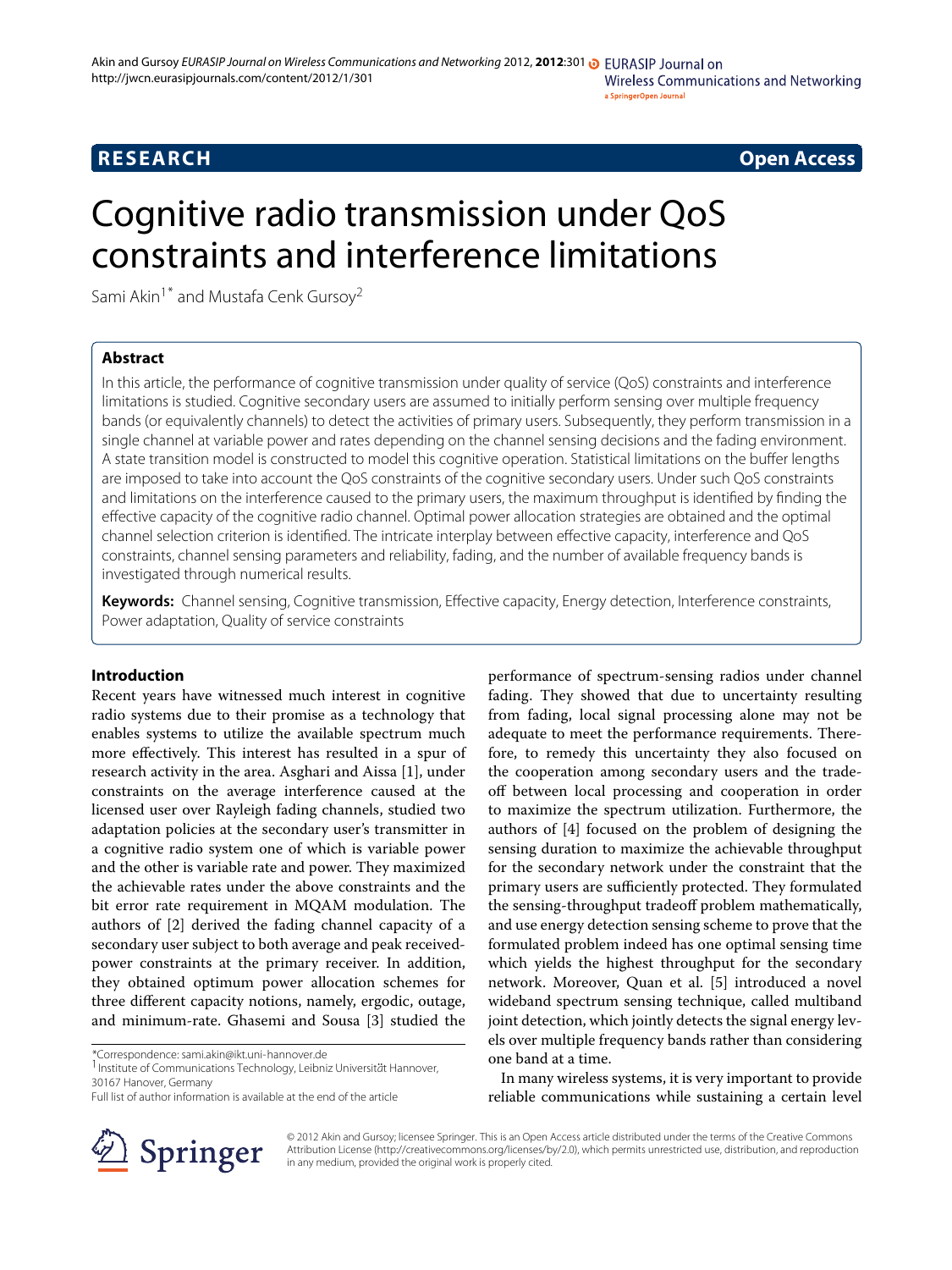RESEARCH **Open Access**

# Cognitive radio transmission under QoS constraints and interference limitations

Sami Akin[1*] and Mustafa Cenk Gursoy[2]

## Abstract

In this article, the performance of cognitive transmission under quality of service (QoS) constraints and interference limitations is studied. Cognitive secondary users are assumed to initially perform sensing over multiple frequency bands (or equivalently channels) to detect the activities of primary users. Subsequently, they perform transmission in a single channel at variable power and rates depending on the channel sensing decisions and the fading environment. A state transition model is constructed to model this cognitive operation. Statistical limitations on the buffer lengths are imposed to take into account the QoS constraints of the cognitive secondary users. Under such QoS constraints and limitations on the interference caused to the primary users, the maximum throughput is identified by finding the effective capacity of the cognitive radio channel. Optimal power allocation strategies are obtained and the optimal channel selection criterion is identified. The intricate interplay between effective capacity, interference and QoS constraints, channel sensing parameters and reliability, fading, and the number of available frequency bands is investigated through numerical results.

**Keywords:** Channel sensing, Cognitive transmission, Effective capacity, Energy detection, Interference constraints, Power adaptation, Quality of service constraints

## Introduction

Recent years have witnessed much interest in cognitive radio systems due to their promise as a technology that enables systems to utilize the available spectrum much more effectively. This interest has resulted in a spur of research activity in the area. Asghari and Aissa [1], under constraints on the average interference caused at the licensed user over Rayleigh fading channels, studied two adaptation policies at the secondary user's transmitter in a cognitive radio system one of which is variable power and the other is variable rate and power. They maximized the achievable rates under the above constraints and the bit error rate requirement in MQAM modulation. The authors of [2] derived the fading channel capacity of a secondary user subject to both average and peak received-power constraints at the primary receiver. In addition, they obtained optimum power allocation schemes for three different capacity notions, namely, ergodic, outage, and minimum-rate. Ghasemi and Sousa [3] studied the performance of spectrum-sensing radios under channel fading. They showed that due to uncertainty resulting from fading, local signal processing alone may not be adequate to meet the performance requirements. Therefore, to remedy this uncertainty they also focused on the cooperation among secondary users and the tradeoff between local processing and cooperation in order to maximize the spectrum utilization. Furthermore, the authors of [4] focused on the problem of designing the sensing duration to maximize the achievable throughput for the secondary network under the constraint that the primary users are sufficiently protected. They formulated the sensing-throughput tradeoff problem mathematically, and use energy detection sensing scheme to prove that the formulated problem indeed has one optimal sensing time which yields the highest throughput for the secondary network. Moreover, Quan et al. [5] introduced a novel wideband spectrum sensing technique, called multiband joint detection, which jointly detects the signal energy levels over multiple frequency bands rather than considering one band at a time.

In many wireless systems, it is very important to provide reliable communications while sustaining a certain level

*Correspondence: sami.akin@ikt.uni-hannover.de
[1] Institute of Communications Technology, Leibniz Universität Hannover, 30167 Hanover, Germany
Full list of author information is available at the end of the article

© 2012 Akin and Gursoy; licensee Springer. This is an Open Access article distributed under the terms of the Creative Commons Attribution License (http://creativecommons.org/licenses/by/2.0), which permits unrestricted use, distribution, and reproduction in any medium, provided the original work is properly cited.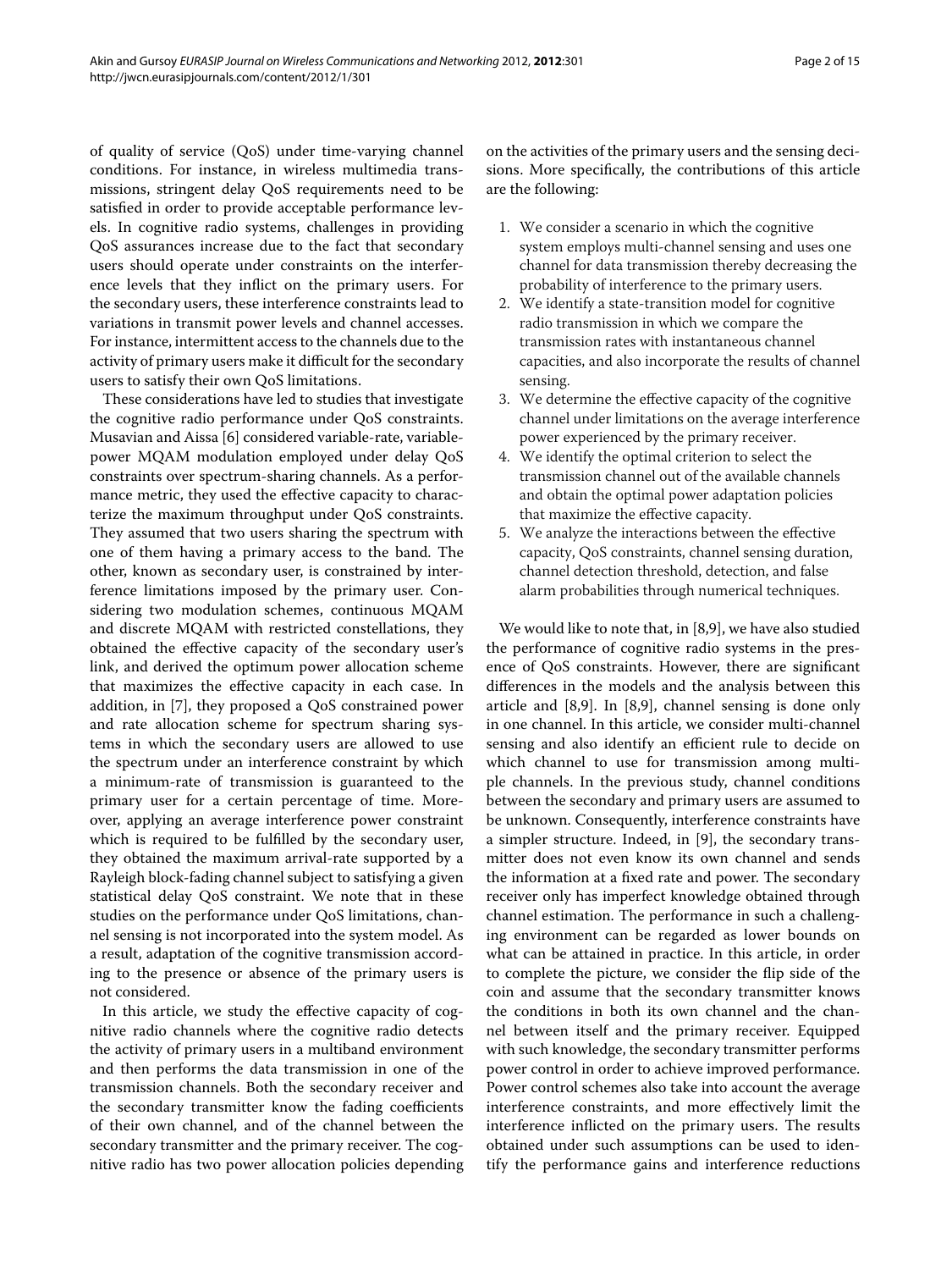of quality of service (QoS) under time-varying channel conditions. For instance, in wireless multimedia transmissions, stringent delay QoS requirements need to be satisfied in order to provide acceptable performance levels. In cognitive radio systems, challenges in providing QoS assurances increase due to the fact that secondary users should operate under constraints on the interference levels that they inflict on the primary users. For the secondary users, these interference constraints lead to variations in transmit power levels and channel accesses. For instance, intermittent access to the channels due to the activity of primary users make it difficult for the secondary users to satisfy their own QoS limitations.

These considerations have led to studies that investigate the cognitive radio performance under QoS constraints. Musavian and Aissa [6] considered variable-rate, variable-power MQAM modulation employed under delay QoS constraints over spectrum-sharing channels. As a performance metric, they used the effective capacity to characterize the maximum throughput under QoS constraints. They assumed that two users sharing the spectrum with one of them having a primary access to the band. The other, known as secondary user, is constrained by interference limitations imposed by the primary user. Considering two modulation schemes, continuous MQAM and discrete MQAM with restricted constellations, they obtained the effective capacity of the secondary user's link, and derived the optimum power allocation scheme that maximizes the effective capacity in each case. In addition, in [7], they proposed a QoS constrained power and rate allocation scheme for spectrum sharing systems in which the secondary users are allowed to use the spectrum under an interference constraint by which a minimum-rate of transmission is guaranteed to the primary user for a certain percentage of time. Moreover, applying an average interference power constraint which is required to be fulfilled by the secondary user, they obtained the maximum arrival-rate supported by a Rayleigh block-fading channel subject to satisfying a given statistical delay QoS constraint. We note that in these studies on the performance under QoS limitations, channel sensing is not incorporated into the system model. As a result, adaptation of the cognitive transmission according to the presence or absence of the primary users is not considered.

In this article, we study the effective capacity of cognitive radio channels where the cognitive radio detects the activity of primary users in a multiband environment and then performs the data transmission in one of the transmission channels. Both the secondary receiver and the secondary transmitter know the fading coefficients of their own channel, and of the channel between the secondary transmitter and the primary receiver. The cognitive radio has two power allocation policies depending on the activities of the primary users and the sensing decisions. More specifically, the contributions of this article are the following:

1. We consider a scenario in which the cognitive system employs multi-channel sensing and uses one channel for data transmission thereby decreasing the probability of interference to the primary users.
2. We identify a state-transition model for cognitive radio transmission in which we compare the transmission rates with instantaneous channel capacities, and also incorporate the results of channel sensing.
3. We determine the effective capacity of the cognitive channel under limitations on the average interference power experienced by the primary receiver.
4. We identify the optimal criterion to select the transmission channel out of the available channels and obtain the optimal power adaptation policies that maximize the effective capacity.
5. We analyze the interactions between the effective capacity, QoS constraints, channel sensing duration, channel detection threshold, detection, and false alarm probabilities through numerical techniques.

We would like to note that, in [8,9], we have also studied the performance of cognitive radio systems in the presence of QoS constraints. However, there are significant differences in the models and the analysis between this article and [8,9]. In [8,9], channel sensing is done only in one channel. In this article, we consider multi-channel sensing and also identify an efficient rule to decide on which channel to use for transmission among multiple channels. In the previous study, channel conditions between the secondary and primary users are assumed to be unknown. Consequently, interference constraints have a simpler structure. Indeed, in [9], the secondary transmitter does not even know its own channel and sends the information at a fixed rate and power. The secondary receiver only has imperfect knowledge obtained through channel estimation. The performance in such a challenging environment can be regarded as lower bounds on what can be attained in practice. In this article, in order to complete the picture, we consider the flip side of the coin and assume that the secondary transmitter knows the conditions in both its own channel and the channel between itself and the primary receiver. Equipped with such knowledge, the secondary transmitter performs power control in order to achieve improved performance. Power control schemes also take into account the average interference constraints, and more effectively limit the interference inflicted on the primary users. The results obtained under such assumptions can be used to identify the performance gains and interference reductions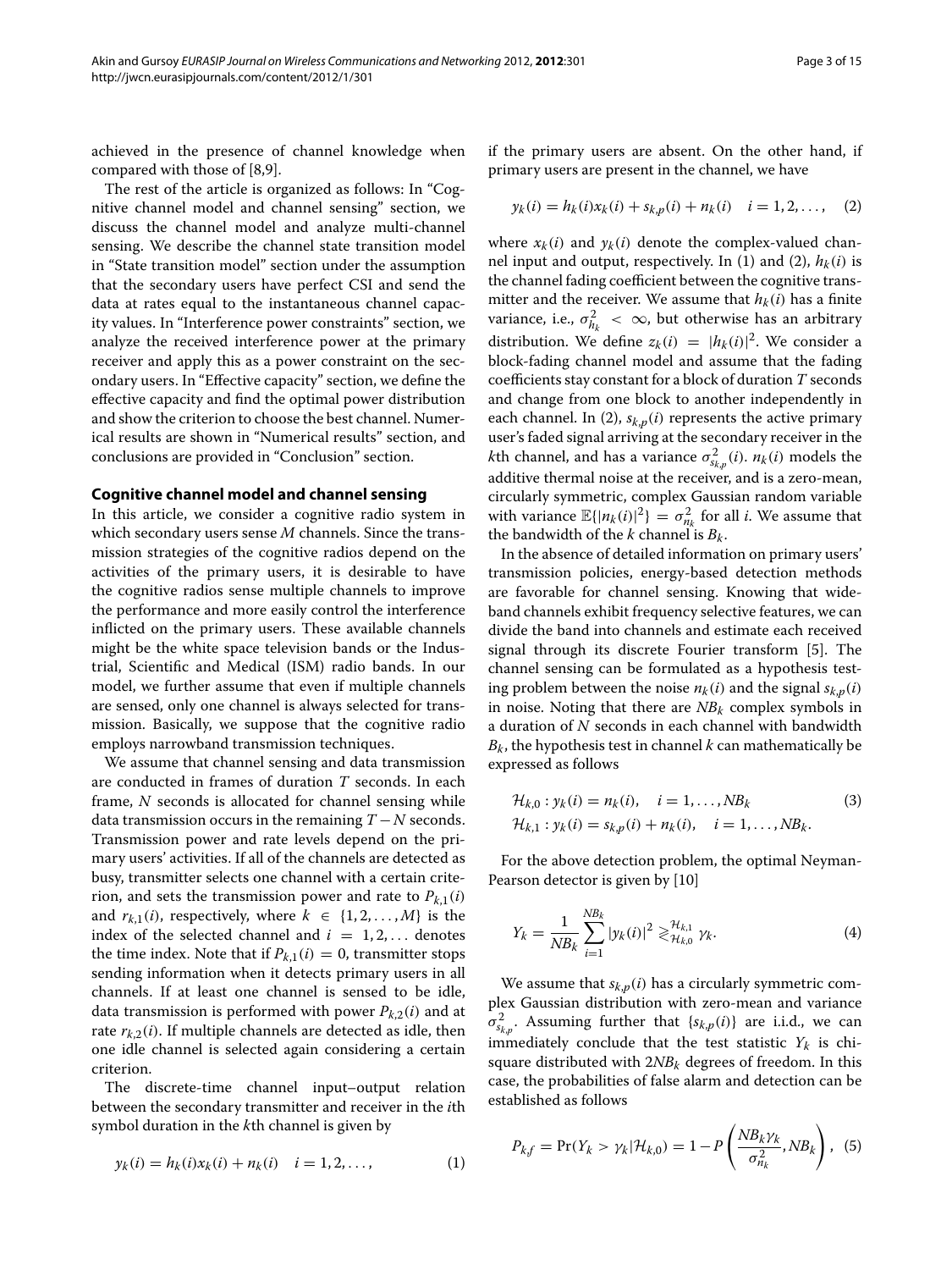achieved in the presence of channel knowledge when compared with those of [8,9].

The rest of the article is organized as follows: In "Cognitive channel model and channel sensing" section, we discuss the channel model and analyze multi-channel sensing. We describe the channel state transition model in "State transition model" section under the assumption that the secondary users have perfect CSI and send the data at rates equal to the instantaneous channel capacity values. In "Interference power constraints" section, we analyze the received interference power at the primary receiver and apply this as a power constraint on the secondary users. In "Effective capacity" section, we define the effective capacity and find the optimal power distribution and show the criterion to choose the best channel. Numerical results are shown in "Numerical results" section, and conclusions are provided in "Conclusion" section.

## Cognitive channel model and channel sensing

In this article, we consider a cognitive radio system in which secondary users sense $M$ channels. Since the transmission strategies of the cognitive radios depend on the activities of the primary users, it is desirable to have the cognitive radios sense multiple channels to improve the performance and more easily control the interference inflicted on the primary users. These available channels might be the white space television bands or the Industrial, Scientific and Medical (ISM) radio bands. In our model, we further assume that even if multiple channels are sensed, only one channel is always selected for transmission. Basically, we suppose that the cognitive radio employs narrowband transmission techniques.

We assume that channel sensing and data transmission are conducted in frames of duration $T$ seconds. In each frame, $N$ seconds is allocated for channel sensing while data transmission occurs in the remaining $T-N$ seconds. Transmission power and rate levels depend on the primary users' activities. If all of the channels are detected as busy, transmitter selects one channel with a certain criterion, and sets the transmission power and rate to $P_{k,1}(i)$ and $r_{k,1}(i)$, respectively, where $k \in \{1, 2, \ldots, M\}$ is the index of the selected channel and $i = 1, 2, \ldots$ denotes the time index. Note that if $P_{k,1}(i) = 0$, transmitter stops sending information when it detects primary users in all channels. If at least one channel is sensed to be idle, data transmission is performed with power $P_{k,2}(i)$ and at rate $r_{k,2}(i)$. If multiple channels are detected as idle, then one idle channel is selected again considering a certain criterion.

The discrete-time channel input–output relation between the secondary transmitter and receiver in the $i$th symbol duration in the $k$th channel is given by

$$y_k(i) = h_k(i)x_k(i) + n_k(i) \quad i = 1, 2, \ldots, \tag{1}$$

if the primary users are absent. On the other hand, if primary users are present in the channel, we have

$$y_k(i) = h_k(i)x_k(i) + s_{k,p}(i) + n_k(i) \quad i = 1, 2, \ldots, \tag{2}$$

where $x_k(i)$ and $y_k(i)$ denote the complex-valued channel input and output, respectively. In (1) and (2), $h_k(i)$ is the channel fading coefficient between the cognitive transmitter and the receiver. We assume that $h_k(i)$ has a finite variance, i.e., $\sigma^2_{h_k} < \infty$, but otherwise has an arbitrary distribution. We define $z_k(i) = |h_k(i)|^2$. We consider a block-fading channel model and assume that the fading coefficients stay constant for a block of duration $T$ seconds and change from one block to another independently in each channel. In (2), $s_{k,p}(i)$ represents the active primary user's faded signal arriving at the secondary receiver in the $k$th channel, and has a variance $\sigma^2_{s_{k,p}}(i)$. $n_k(i)$ models the additive thermal noise at the receiver, and is a zero-mean, circularly symmetric, complex Gaussian random variable with variance $\mathbb{E}\{|n_k(i)|^2\} = \sigma^2_{n_k}$ for all $i$. We assume that the bandwidth of the $k$ channel is $B_k$.

In the absence of detailed information on primary users' transmission policies, energy-based detection methods are favorable for channel sensing. Knowing that wideband channels exhibit frequency selective features, we can divide the band into channels and estimate each received signal through its discrete Fourier transform [5]. The channel sensing can be formulated as a hypothesis testing problem between the noise $n_k(i)$ and the signal $s_{k,p}(i)$ in noise. Noting that there are $NB_k$ complex symbols in a duration of $N$ seconds in each channel with bandwidth $B_k$, the hypothesis test in channel $k$ can mathematically be expressed as follows

$$\begin{aligned} \mathcal{H}_{k,0} &: y_k(i) = n_k(i), \quad i = 1, \ldots, NB_k \\ \mathcal{H}_{k,1} &: y_k(i) = s_{k,p}(i) + n_k(i), \quad i = 1, \ldots, NB_k. \end{aligned} \tag{3}$$

For the above detection problem, the optimal Neyman-Pearson detector is given by [10]

$$Y_k = \frac{1}{NB_k} \sum_{i=1}^{NB_k} |y_k(i)|^2 \gtrless^{\mathcal{H}_{k,1}}_{\mathcal{H}_{k,0}} \gamma_k. \tag{4}$$

We assume that $s_{k,p}(i)$ has a circularly symmetric complex Gaussian distribution with zero-mean and variance $\sigma^2_{s_{k,p}}$. Assuming further that $\{s_{k,p}(i)\}$ are i.i.d., we can immediately conclude that the test statistic $Y_k$ is chi-square distributed with $2NB_k$ degrees of freedom. In this case, the probabilities of false alarm and detection can be established as follows

$$P_{k,f} = \Pr(Y_k > \gamma_k | \mathcal{H}_{k,0}) = 1 - P\left(\frac{NB_k \gamma_k}{\sigma^2_{n_k}}, NB_k\right), \tag{5}$$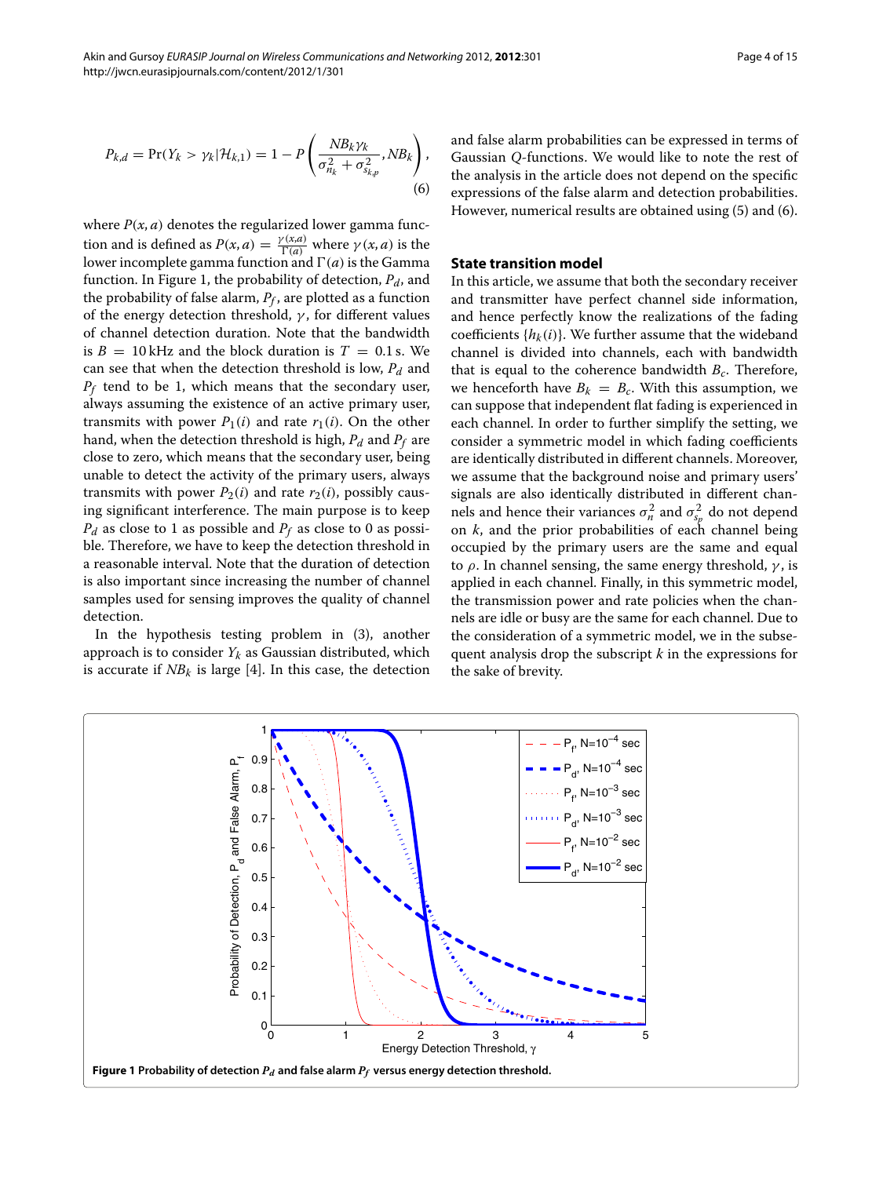$$P_{k,d} = \Pr(Y_k > \gamma_k | \mathcal{H}_{k,1}) = 1 - P\left(\frac{NB_k\gamma_k}{\sigma_{n_k}^2 + \sigma_{s_{k,p}}^2}, NB_k\right), \tag{6}$$

where $P(x, a)$ denotes the regularized lower gamma function and is defined as $P(x, a) = \frac{\gamma(x,a)}{\Gamma(a)}$ where $\gamma(x, a)$ is the lower incomplete gamma function and $\Gamma(a)$ is the Gamma function. In Figure 1, the probability of detection, $P_d$, and the probability of false alarm, $P_f$, are plotted as a function of the energy detection threshold, $\gamma$, for different values of channel detection duration. Note that the bandwidth is $B = 10\,\text{kHz}$ and the block duration is $T = 0.1\,\text{s}$. We can see that when the detection threshold is low, $P_d$ and $P_f$ tend to be 1, which means that the secondary user, always assuming the existence of an active primary user, transmits with power $P_1(i)$ and rate $r_1(i)$. On the other hand, when the detection threshold is high, $P_d$ and $P_f$ are close to zero, which means that the secondary user, being unable to detect the activity of the primary users, always transmits with power $P_2(i)$ and rate $r_2(i)$, possibly causing significant interference. The main purpose is to keep $P_d$ as close to 1 as possible and $P_f$ as close to 0 as possible. Therefore, we have to keep the detection threshold in a reasonable interval. Note that the duration of detection is also important since increasing the number of channel samples used for sensing improves the quality of channel detection.

In the hypothesis testing problem in (3), another approach is to consider $Y_k$ as Gaussian distributed, which is accurate if $NB_k$ is large [4]. In this case, the detection and false alarm probabilities can be expressed in terms of Gaussian $Q$-functions. We would like to note the rest of the analysis in the article does not depend on the specific expressions of the false alarm and detection probabilities. However, numerical results are obtained using (5) and (6).

## State transition model

In this article, we assume that both the secondary receiver and transmitter have perfect channel side information, and hence perfectly know the realizations of the fading coefficients $\{h_k(i)\}$. We further assume that the wideband channel is divided into channels, each with bandwidth that is equal to the coherence bandwidth $B_c$. Therefore, we henceforth have $B_k = B_c$. With this assumption, we can suppose that independent flat fading is experienced in each channel. In order to further simplify the setting, we consider a symmetric model in which fading coefficients are identically distributed in different channels. Moreover, we assume that the background noise and primary users' signals are also identically distributed in different channels and hence their variances $\sigma_n^2$ and $\sigma_{s_p}^2$ do not depend on $k$, and the prior probabilities of each channel being occupied by the primary users are the same and equal to $\rho$. In channel sensing, the same energy threshold, $\gamma$, is applied in each channel. Finally, in this symmetric model, the transmission power and rate policies when the channels are idle or busy are the same for each channel. Due to the consideration of a symmetric model, we in the subsequent analysis drop the subscript $k$ in the expressions for the sake of brevity.

**Figure 1 Probability of detection $P_d$ and false alarm $P_f$ versus energy detection threshold.**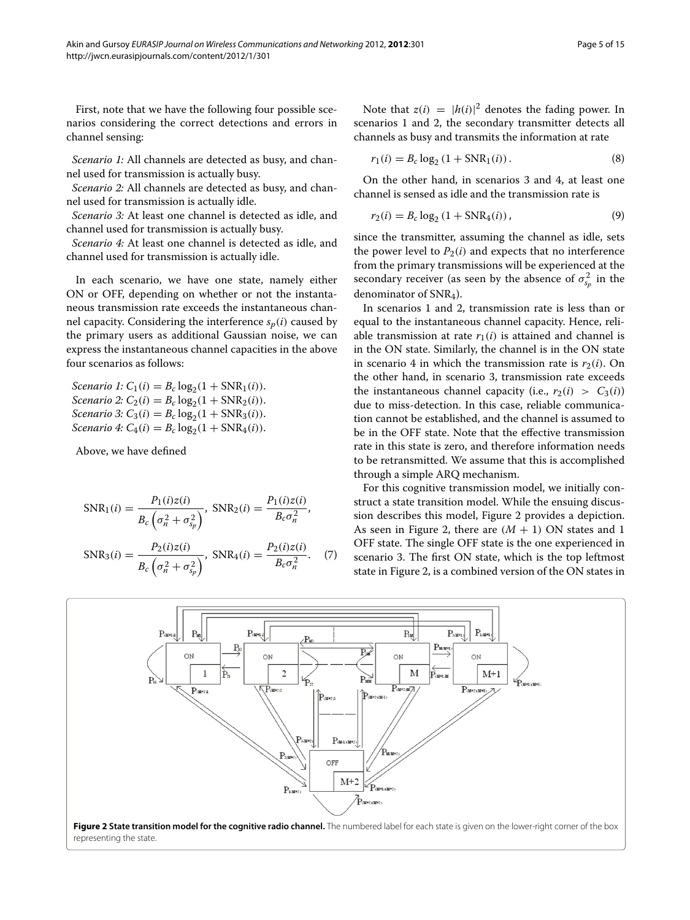First, note that we have the following four possible scenarios considering the correct detections and errors in channel sensing:

*Scenario 1:* All channels are detected as busy, and channel used for transmission is actually busy.

*Scenario 2:* All channels are detected as busy, and channel used for transmission is actually idle.

*Scenario 3:* At least one channel is detected as idle, and channel used for transmission is actually busy.

*Scenario 4:* At least one channel is detected as idle, and channel used for transmission is actually idle.

In each scenario, we have one state, namely either ON or OFF, depending on whether or not the instantaneous transmission rate exceeds the instantaneous channel capacity. Considering the interference $s_p(i)$ caused by the primary users as additional Gaussian noise, we can express the instantaneous channel capacities in the above four scenarios as follows:

*Scenario 1:* $C_1(i) = B_c \log_2(1 + \text{SNR}_1(i))$.
*Scenario 2:* $C_2(i) = B_c \log_2(1 + \text{SNR}_2(i))$.
*Scenario 3:* $C_3(i) = B_c \log_2(1 + \text{SNR}_3(i))$.
*Scenario 4:* $C_4(i) = B_c \log_2(1 + \text{SNR}_4(i))$.

Above, we have defined

$$\text{SNR}_1(i) = \frac{P_1(i)z(i)}{B_c\left(\sigma_n^2 + \sigma_{s_p}^2\right)},\ \text{SNR}_2(i) = \frac{P_1(i)z(i)}{B_c\sigma_n^2},$$

$$\text{SNR}_3(i) = \frac{P_2(i)z(i)}{B_c\left(\sigma_n^2 + \sigma_{s_p}^2\right)},\ \text{SNR}_4(i) = \frac{P_2(i)z(i)}{B_c\sigma_n^2}. \quad (7)$$

Note that $z(i) = |h(i)|^2$ denotes the fading power. In scenarios 1 and 2, the secondary transmitter detects all channels as busy and transmits the information at rate

$$r_1(i) = B_c \log_2(1 + \text{SNR}_1(i)). \quad (8)$$

On the other hand, in scenarios 3 and 4, at least one channel is sensed as idle and the transmission rate is

$$r_2(i) = B_c \log_2(1 + \text{SNR}_4(i)), \quad (9)$$

since the transmitter, assuming the channel as idle, sets the power level to $P_2(i)$ and expects that no interference from the primary transmissions will be experienced at the secondary receiver (as seen by the absence of $\sigma_{s_p}^2$ in the denominator of $\text{SNR}_4$).

In scenarios 1 and 2, transmission rate is less than or equal to the instantaneous channel capacity. Hence, reliable transmission at rate $r_1(i)$ is attained and channel is in the ON state. Similarly, the channel is in the ON state in scenario 4 in which the transmission rate is $r_2(i)$. On the other hand, in scenario 3, transmission rate exceeds the instantaneous channel capacity (i.e., $r_2(i) > C_3(i)$) due to miss-detection. In this case, reliable communication cannot be established, and the channel is assumed to be in the OFF state. Note that the effective transmission rate in this state is zero, and therefore information needs to be retransmitted. We assume that this is accomplished through a simple ARQ mechanism.

For this cognitive transmission model, we initially construct a state transition model. While the ensuing discussion describes this model, Figure 2 provides a depiction. As seen in Figure 2, there are $(M + 1)$ ON states and 1 OFF state. The single OFF state is the one experienced in scenario 3. The first ON state, which is the top leftmost state in Figure 2, is a combined version of the ON states in

**Figure 2 State transition model for the cognitive radio channel.** The numbered label for each state is given on the lower-right corner of the box representing the state.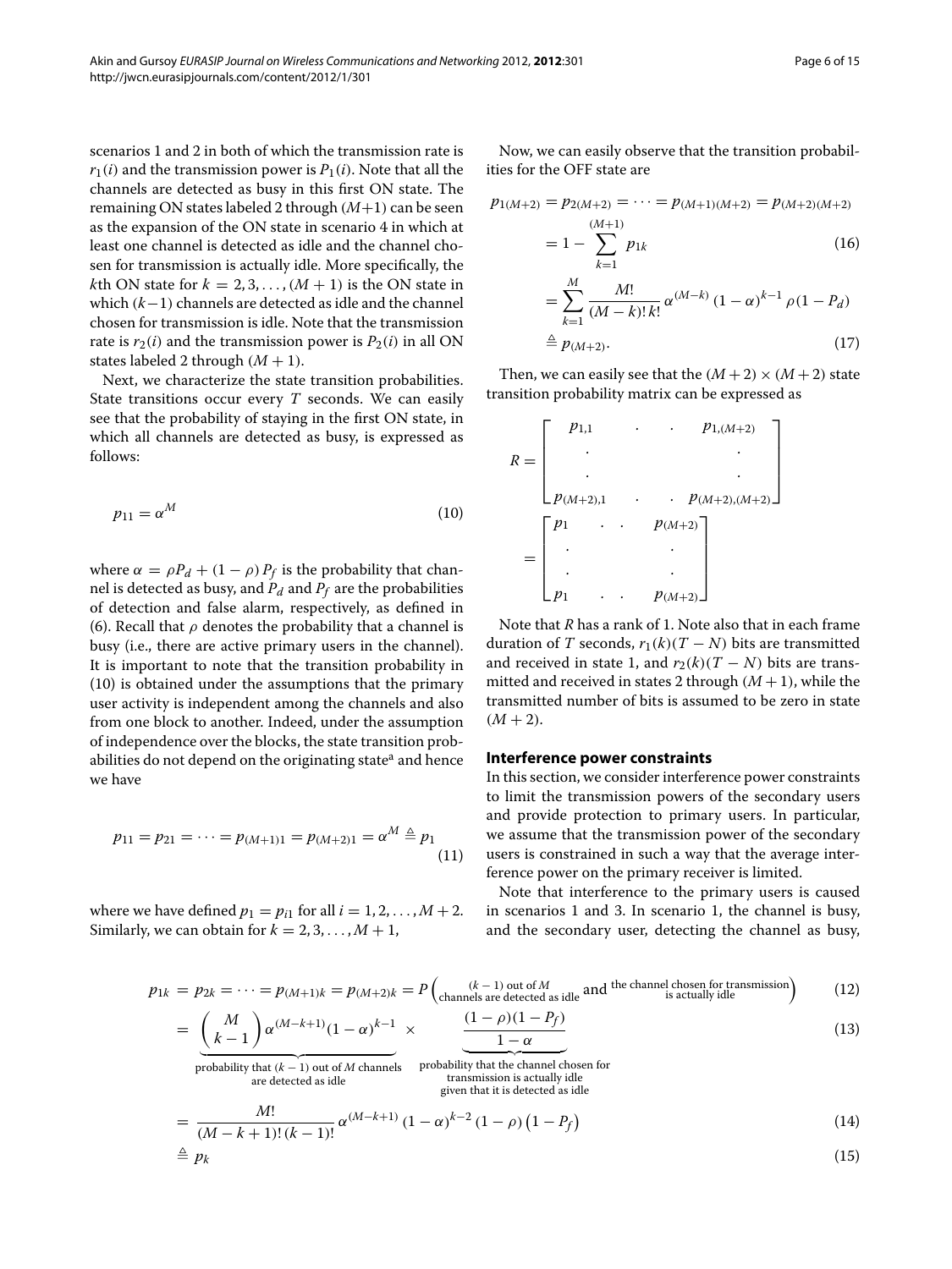scenarios 1 and 2 in both of which the transmission rate is $r_1(i)$ and the transmission power is $P_1(i)$. Note that all the channels are detected as busy in this first ON state. The remaining ON states labeled 2 through $(M+1)$ can be seen as the expansion of the ON state in scenario 4 in which at least one channel is detected as idle and the channel chosen for transmission is actually idle. More specifically, the $k$th ON state for $k = 2, 3, \ldots, (M+1)$ is the ON state in which $(k-1)$ channels are detected as idle and the channel chosen for transmission is idle. Note that the transmission rate is $r_2(i)$ and the transmission power is $P_2(i)$ in all ON states labeled 2 through $(M+1)$.

Next, we characterize the state transition probabilities. State transitions occur every $T$ seconds. We can easily see that the probability of staying in the first ON state, in which all channels are detected as busy, is expressed as follows:

$$p_{11} = \alpha^M \tag{10}$$

where $\alpha = \rho P_d + (1-\rho) P_f$ is the probability that channel is detected as busy, and $P_d$ and $P_f$ are the probabilities of detection and false alarm, respectively, as defined in (6). Recall that $\rho$ denotes the probability that a channel is busy (i.e., there are active primary users in the channel). It is important to note that the transition probability in (10) is obtained under the assumptions that the primary user activity is independent among the channels and also from one block to another. Indeed, under the assumption of independence over the blocks, the state transition probabilities do not depend on the originating state[a] and hence we have

$$p_{11} = p_{21} = \cdots = p_{(M+1)1} = p_{(M+2)1} = \alpha^M \triangleq p_1 \tag{11}$$

where we have defined $p_1 = p_{i1}$ for all $i = 1, 2, \ldots, M+2$. Similarly, we can obtain for $k = 2, 3, \ldots, M+1$,

$$p_{1k} = p_{2k} = \cdots = p_{(M+1)k} = p_{(M+2)k} = P\left(\substack{(k-1) \text{ out of } M \\ \text{channels are detected as idle}} \text{ and } \substack{\text{the channel chosen for transmission} \\ \text{is actually idle}}\right) \tag{12}$$

$$= \underbrace{\binom{M}{k-1}\alpha^{(M-k+1)}(1-\alpha)^{k-1}}_{\substack{\text{probability that } (k-1) \text{ out of } M \text{ channels} \\ \text{are detected as idle}}} \times \underbrace{\frac{(1-\rho)(1-P_f)}{1-\alpha}}_{\substack{\text{probability that the channel chosen for} \\ \text{transmission is actually idle} \\ \text{given that it is detected as idle}}} \tag{13}$$

$$= \frac{M!}{(M-k+1)!\,(k-1)!}\,\alpha^{(M-k+1)}\,(1-\alpha)^{k-2}\,(1-\rho)\left(1-P_f\right) \tag{14}$$

$$\triangleq p_k \tag{15}$$

Now, we can easily observe that the transition probabilities for the OFF state are

$$p_{1(M+2)} = p_{2(M+2)} = \cdots = p_{(M+1)(M+2)} = p_{(M+2)(M+2)} = 1 - \sum_{k=1}^{(M+1)} p_{1k} \tag{16}$$

$$= \sum_{k=1}^{M} \frac{M!}{(M-k)!\,k!}\,\alpha^{(M-k)}\,(1-\alpha)^{k-1}\,\rho(1-P_d) \triangleq p_{(M+2)}. \tag{17}$$

Then, we can easily see that the $(M+2) \times (M+2)$ state transition probability matrix can be expressed as

$$R = \begin{bmatrix} p_{1,1} & \cdot & \cdot & p_{1,(M+2)} \\ \cdot & & & \cdot \\ \cdot & & & \cdot \\ p_{(M+2),1} & \cdot & \cdot & p_{(M+2),(M+2)} \end{bmatrix} = \begin{bmatrix} p_1 & \cdot & \cdot & p_{(M+2)} \\ \cdot & & & \cdot \\ \cdot & & & \cdot \\ p_1 & \cdot & \cdot & p_{(M+2)} \end{bmatrix}$$

Note that $R$ has a rank of 1. Note also that in each frame duration of $T$ seconds, $r_1(k)(T-N)$ bits are transmitted and received in state 1, and $r_2(k)(T-N)$ bits are transmitted and received in states 2 through $(M+1)$, while the transmitted number of bits is assumed to be zero in state $(M+2)$.

### Interference power constraints

In this section, we consider interference power constraints to limit the transmission powers of the secondary users and provide protection to primary users. In particular, we assume that the transmission power of the secondary users is constrained in such a way that the average interference power on the primary receiver is limited.

Note that interference to the primary users is caused in scenarios 1 and 3. In scenario 1, the channel is busy, and the secondary user, detecting the channel as busy,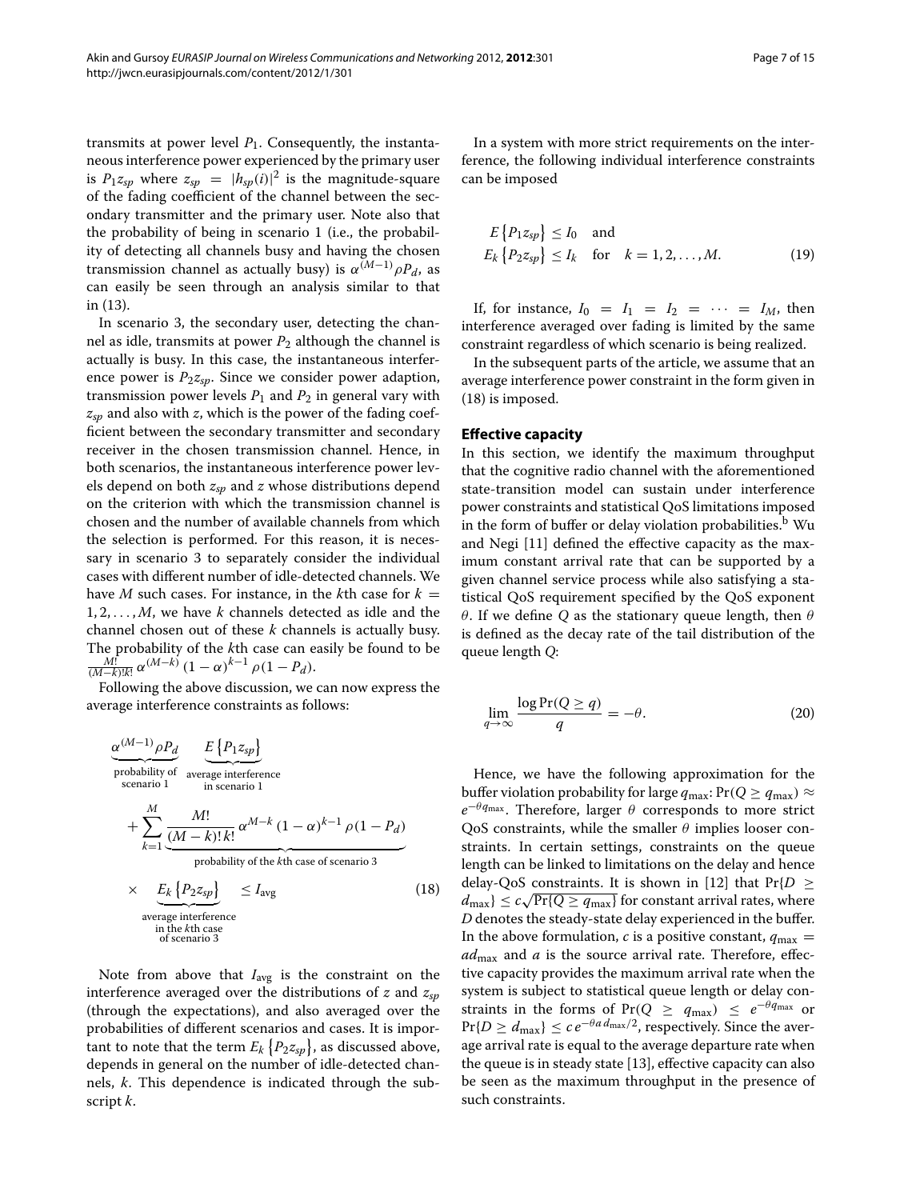transmits at power level $P_1$. Consequently, the instantaneous interference power experienced by the primary user is $P_1 z_{sp}$ where $z_{sp} = |h_{sp}(i)|^2$ is the magnitude-square of the fading coefficient of the channel between the secondary transmitter and the primary user. Note also that the probability of being in scenario 1 (i.e., the probability of detecting all channels busy and having the chosen transmission channel as actually busy) is $\alpha^{(M-1)}\rho P_d$, as can easily be seen through an analysis similar to that in (13).

In scenario 3, the secondary user, detecting the channel as idle, transmits at power $P_2$ although the channel is actually is busy. In this case, the instantaneous interference power is $P_2 z_{sp}$. Since we consider power adaption, transmission power levels $P_1$ and $P_2$ in general vary with $z_{sp}$ and also with $z$, which is the power of the fading coefficient between the secondary transmitter and secondary receiver in the chosen transmission channel. Hence, in both scenarios, the instantaneous interference power levels depend on both $z_{sp}$ and $z$ whose distributions depend on the criterion with which the transmission channel is chosen and the number of available channels from which the selection is performed. For this reason, it is necessary in scenario 3 to separately consider the individual cases with different number of idle-detected channels. We have $M$ such cases. For instance, in the $k$th case for $k = 1, 2, \ldots, M$, we have $k$ channels detected as idle and the channel chosen out of these $k$ channels is actually busy. The probability of the $k$th case can easily be found to be $\frac{M!}{(M-k)!k!}\alpha^{(M-k)}(1-\alpha)^{k-1}\rho(1-P_d)$.

Following the above discussion, we can now express the average interference constraints as follows:

$$\underbrace{\alpha^{(M-1)}\rho P_d}_{\substack{\text{probability of}\\ \text{scenario 1}}} \underbrace{E\left\{P_1 z_{sp}\right\}}_{\substack{\text{average interference}\\ \text{in scenario 1}}} + \sum_{k=1}^{M} \underbrace{\frac{M!}{(M-k)!\,k!}\,\alpha^{M-k}\,(1-\alpha)^{k-1}\,\rho(1-P_d)}_{\text{probability of the }k\text{th case of scenario 3}} \times \underbrace{E_k\left\{P_2 z_{sp}\right\}}_{\substack{\text{average interference}\\ \text{in the }k\text{th case}\\ \text{of scenario 3}}} \leq I_{\text{avg}} \tag{18}$$

Note from above that $I_{\text{avg}}$ is the constraint on the interference averaged over the distributions of $z$ and $z_{sp}$ (through the expectations), and also averaged over the probabilities of different scenarios and cases. It is important to note that the term $E_k\left\{P_2 z_{sp}\right\}$, as discussed above, depends in general on the number of idle-detected channels, $k$. This dependence is indicated through the subscript $k$.

In a system with more strict requirements on the interference, the following individual interference constraints can be imposed

$$E\left\{P_1 z_{sp}\right\} \leq I_0 \quad \text{and}$$
$$E_k\left\{P_2 z_{sp}\right\} \leq I_k \quad \text{for} \quad k = 1, 2, \ldots, M. \tag{19}$$

If, for instance, $I_0 = I_1 = I_2 = \cdots = I_M$, then interference averaged over fading is limited by the same constraint regardless of which scenario is being realized.

In the subsequent parts of the article, we assume that an average interference power constraint in the form given in (18) is imposed.

## Effective capacity

In this section, we identify the maximum throughput that the cognitive radio channel with the aforementioned state-transition model can sustain under interference power constraints and statistical QoS limitations imposed in the form of buffer or delay violation probabilities.[b] Wu and Negi [11] defined the effective capacity as the maximum constant arrival rate that can be supported by a given channel service process while also satisfying a statistical QoS requirement specified by the QoS exponent $\theta$. If we define $Q$ as the stationary queue length, then $\theta$ is defined as the decay rate of the tail distribution of the queue length $Q$:

$$\lim_{q\to\infty} \frac{\log \Pr(Q \geq q)}{q} = -\theta. \tag{20}$$

Hence, we have the following approximation for the buffer violation probability for large $q_{\max}$: $\Pr(Q \geq q_{\max}) \approx e^{-\theta q_{\max}}$. Therefore, larger $\theta$ corresponds to more strict QoS constraints, while the smaller $\theta$ implies looser constraints. In certain settings, constraints on the queue length can be linked to limitations on the delay and hence delay-QoS constraints. It is shown in [12] that $\Pr\{D \geq d_{\max}\} \leq c\sqrt{\Pr\{Q \geq q_{\max}\}}$ for constant arrival rates, where $D$ denotes the steady-state delay experienced in the buffer. In the above formulation, $c$ is a positive constant, $q_{\max} = a d_{\max}$ and $a$ is the source arrival rate. Therefore, effective capacity provides the maximum arrival rate when the system is subject to statistical queue length or delay constraints in the forms of $\Pr(Q \geq q_{\max}) \leq e^{-\theta q_{\max}}$ or $\Pr\{D \geq d_{\max}\} \leq c\, e^{-\theta a\, d_{\max}/2}$, respectively. Since the average arrival rate is equal to the average departure rate when the queue is in steady state [13], effective capacity can also be seen as the maximum throughput in the presence of such constraints.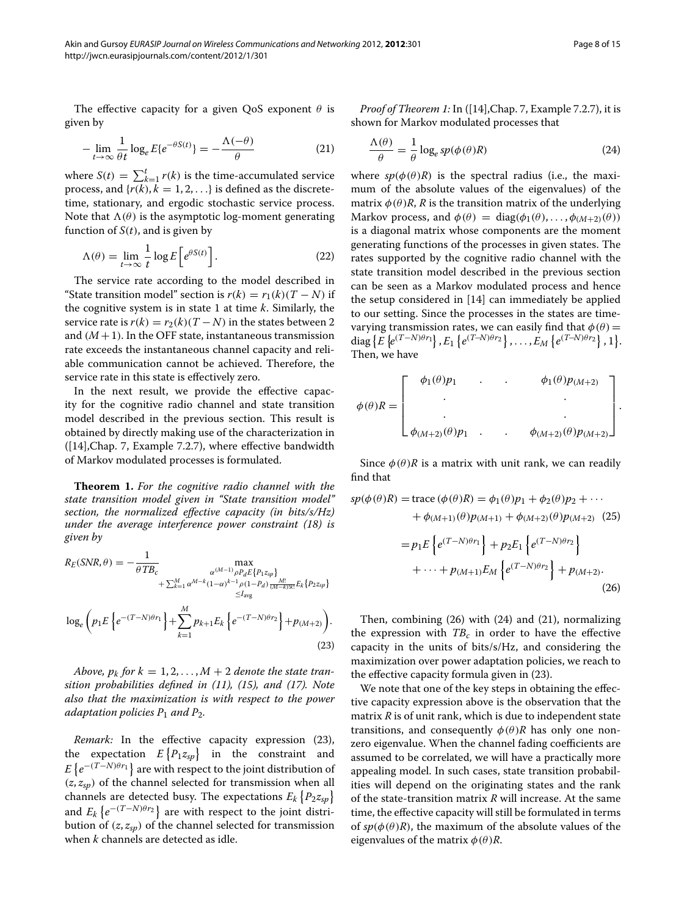The effective capacity for a given QoS exponent $\theta$ is given by

$$-\lim_{t\to\infty} \frac{1}{\theta t} \log_e E\{e^{-\theta S(t)}\} = -\frac{\Lambda(-\theta)}{\theta} \tag{21}$$

where $S(t) = \sum_{k=1}^{t} r(k)$ is the time-accumulated service process, and $\{r(k), k = 1, 2, \ldots\}$ is defined as the discrete-time, stationary, and ergodic stochastic service process. Note that $\Lambda(\theta)$ is the asymptotic log-moment generating function of $S(t)$, and is given by

$$\Lambda(\theta) = \lim_{t\to\infty} \frac{1}{t} \log E\left[e^{\theta S(t)}\right]. \tag{22}$$

The service rate according to the model described in "State transition model" section is $r(k) = r_1(k)(T - N)$ if the cognitive system is in state 1 at time $k$. Similarly, the service rate is $r(k) = r_2(k)(T - N)$ in the states between 2 and $(M+1)$. In the OFF state, instantaneous transmission rate exceeds the instantaneous channel capacity and reliable communication cannot be achieved. Therefore, the service rate in this state is effectively zero.

In the next result, we provide the effective capacity for the cognitive radio channel and state transition model described in the previous section. This result is obtained by directly making use of the characterization in ([14],Chap. 7, Example 7.2.7), where effective bandwidth of Markov modulated processes is formulated.

**Theorem 1.** *For the cognitive radio channel with the state transition model given in "State transition model" section, the normalized effective capacity (in bits/s/Hz) under the average interference power constraint (18) is given by*

$$R_E(SNR, \theta) = -\frac{1}{\theta T B_c} \max_{\substack{\alpha^{(M-1)} \rho P_d E\{P_1 z_{sp}\} \\ + \sum_{k=1}^{M} \alpha^{M-k} (1-\alpha)^{k-1} \rho (1-P_d) \frac{M!}{(M-k)!k!} E_k\{P_2 z_{sp}\} \\ \le I_{\text{avg}}}} \log_e \left( p_1 E\left\{e^{-(T-N)\theta r_1}\right\} + \sum_{k=1}^{M} p_{k+1} E_k \left\{e^{-(T-N)\theta r_2}\right\} + p_{(M+2)} \right). \tag{23}$$

*Above, $p_k$ for $k = 1, 2, \ldots, M+2$ denote the state transition probabilities defined in (11), (15), and (17). Note also that the maximization is with respect to the power adaptation policies $P_1$ and $P_2$.*

*Remark:* In the effective capacity expression (23), the expectation $E\{P_1 z_{sp}\}$ in the constraint and $E\left\{e^{-(T-N)\theta r_1}\right\}$ are with respect to the joint distribution of $(z, z_{sp})$ of the channel selected for transmission when all channels are detected busy. The expectations $E_k\{P_2 z_{sp}\}$ and $E_k\left\{e^{-(T-N)\theta r_2}\right\}$ are with respect to the joint distribution of $(z, z_{sp})$ of the channel selected for transmission when $k$ channels are detected as idle.

*Proof of Theorem 1:* In ([14],Chap. 7, Example 7.2.7), it is shown for Markov modulated processes that

$$\frac{\Lambda(\theta)}{\theta} = \frac{1}{\theta} \log_e sp(\phi(\theta) R) \tag{24}$$

where $sp(\phi(\theta)R)$ is the spectral radius (i.e., the maximum of the absolute values of the eigenvalues) of the matrix $\phi(\theta)R$, $R$ is the transition matrix of the underlying Markov process, and $\phi(\theta) = \text{diag}(\phi_1(\theta), \ldots, \phi_{(M+2)}(\theta))$ is a diagonal matrix whose components are the moment generating functions of the processes in given states. The rates supported by the cognitive radio channel with the state transition model described in the previous section can be seen as a Markov modulated process and hence the setup considered in [14] can immediately be applied to our setting. Since the processes in the states are time-varying transmission rates, we can easily find that $\phi(\theta) = \text{diag}\left\{E\left\{e^{(T-N)\theta r_1}\right\}, E_1\left\{e^{(T-N)\theta r_2}\right\}, \ldots, E_M\left\{e^{(T-N)\theta r_2}\right\}, 1\right\}$. Then, we have

$$\phi(\theta)R = \begin{bmatrix} \phi_1(\theta)p_1 & . & . & \phi_1(\theta)p_{(M+2)} \\ . & & & . \\ . & & & . \\ \phi_{(M+2)}(\theta)p_1 & . & . & \phi_{(M+2)}(\theta)p_{(M+2)} \end{bmatrix}.$$

Since $\phi(\theta)R$ is a matrix with unit rank, we can readily find that

$$\begin{aligned} sp(\phi(\theta)R) &= \text{trace}\,(\phi(\theta)R) = \phi_1(\theta)p_1 + \phi_2(\theta)p_2 + \cdots \\ &\quad + \phi_{(M+1)}(\theta)p_{(M+1)} + \phi_{(M+2)}(\theta)p_{(M+2)} \qquad (25) \\ &= p_1 E\left\{e^{(T-N)\theta r_1}\right\} + p_2 E_1\left\{e^{(T-N)\theta r_2}\right\} \\ &\quad + \cdots + p_{(M+1)} E_M\left\{e^{(T-N)\theta r_2}\right\} + p_{(M+2)}. \qquad (26) \end{aligned}$$

Then, combining (26) with (24) and (21), normalizing the expression with $TB_c$ in order to have the effective capacity in the units of bits/s/Hz, and considering the maximization over power adaptation policies, we reach to the effective capacity formula given in (23).

We note that one of the key steps in obtaining the effective capacity expression above is the observation that the matrix $R$ is of unit rank, which is due to independent state transitions, and consequently $\phi(\theta)R$ has only one nonzero eigenvalue. When the channel fading coefficients are assumed to be correlated, we will have a practically more appealing model. In such cases, state transition probabilities will depend on the originating states and the rank of the state-transition matrix $R$ will increase. At the same time, the effective capacity will still be formulated in terms of $sp(\phi(\theta)R)$, the maximum of the absolute values of the eigenvalues of the matrix $\phi(\theta)R$.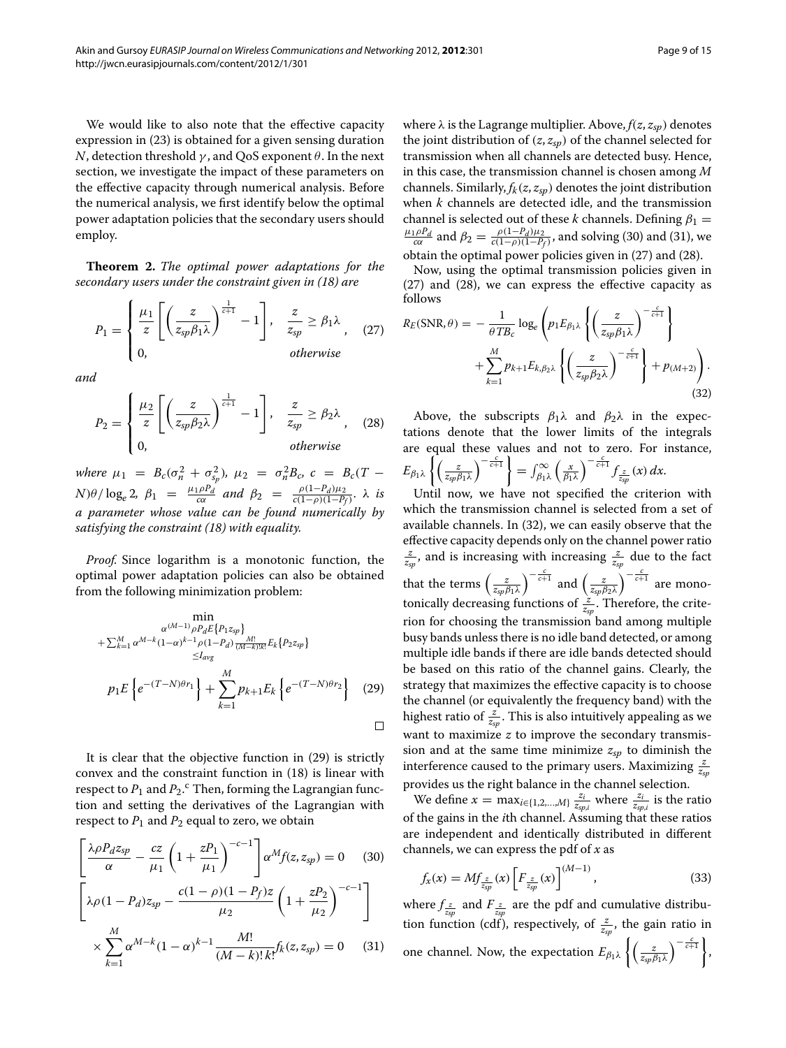We would like to also note that the effective capacity expression in (23) is obtained for a given sensing duration $N$, detection threshold $\gamma$, and QoS exponent $\theta$. In the next section, we investigate the impact of these parameters on the effective capacity through numerical analysis. Before the numerical analysis, we first identify below the optimal power adaptation policies that the secondary users should employ.

**Theorem 2.** *The optimal power adaptations for the secondary users under the constraint given in (18) are*

$$P_1 = \begin{cases} \frac{\mu_1}{z}\left[\left(\frac{z}{z_{sp}\beta_1\lambda}\right)^{\frac{1}{c+1}} - 1\right], & \frac{z}{z_{sp}} \geq \beta_1\lambda \\ 0, & otherwise \end{cases}, \quad (27)$$

*and*

$$P_2 = \begin{cases} \frac{\mu_2}{z}\left[\left(\frac{z}{z_{sp}\beta_2\lambda}\right)^{\frac{1}{c+1}} - 1\right], & \frac{z}{z_{sp}} \geq \beta_2\lambda \\ 0, & otherwise \end{cases}, \quad (28)$$

*where* $\mu_1 = B_c(\sigma_n^2 + \sigma_{s_p}^2)$, $\mu_2 = \sigma_n^2 B_c$, $c = B_c(T - N)\theta/\log_e 2$, $\beta_1 = \frac{\mu_1 \rho P_d}{c\alpha}$ *and* $\beta_2 = \frac{\rho(1-P_d)\mu_2}{c(1-\rho)(1-P_f)}$. $\lambda$ *is a parameter whose value can be found numerically by satisfying the constraint (18) with equality.*

*Proof.* Since logarithm is a monotonic function, the optimal power adaptation policies can also be obtained from the following minimization problem:

$$\min_{\substack{\alpha^{(M-1)}\rho P_d E\{P_1 z_{sp}\} \\ +\sum_{k=1}^{M}\alpha^{M-k}(1-\alpha)^{k-1}\rho(1-P_d)\frac{M!}{(M-k)!k!}E_k\{P_2 z_{sp}\} \\ \leq I_{avg}}} p_1 E\left\{e^{-(T-N)\theta r_1}\right\} + \sum_{k=1}^{M} p_{k+1} E_k\left\{e^{-(T-N)\theta r_2}\right\} \quad (29)$$

□

It is clear that the objective function in (29) is strictly convex and the constraint function in (18) is linear with respect to $P_1$ and $P_2$.[c] Then, forming the Lagrangian function and setting the derivatives of the Lagrangian with respect to $P_1$ and $P_2$ equal to zero, we obtain

$$\left[\frac{\lambda\rho P_d z_{sp}}{\alpha} - \frac{cz}{\mu_1}\left(1 + \frac{zP_1}{\mu_1}\right)^{-c-1}\right]\alpha^M f(z, z_{sp}) = 0 \quad (30)$$

$$\left[\lambda\rho(1-P_d)z_{sp} - \frac{c(1-\rho)(1-P_f)z}{\mu_2}\left(1 + \frac{zP_2}{\mu_2}\right)^{-c-1}\right] \times \sum_{k=1}^{M}\alpha^{M-k}(1-\alpha)^{k-1}\frac{M!}{(M-k)!\,k!}f_k(z, z_{sp}) = 0 \quad (31)$$

where $\lambda$ is the Lagrange multiplier. Above, $f(z, z_{sp})$ denotes the joint distribution of $(z, z_{sp})$ of the channel selected for transmission when all channels are detected busy. Hence, in this case, the transmission channel is chosen among $M$ channels. Similarly, $f_k(z, z_{sp})$ denotes the joint distribution when $k$ channels are detected idle, and the transmission channel is selected out of these $k$ channels. Defining $\beta_1 = \frac{\mu_1 \rho P_d}{c\alpha}$ and $\beta_2 = \frac{\rho(1-P_d)\mu_2}{c(1-\rho)(1-P_f)}$, and solving (30) and (31), we obtain the optimal power policies given in (27) and (28).

Now, using the optimal transmission policies given in (27) and (28), we can express the effective capacity as follows

$$R_E(\text{SNR}, \theta) = -\frac{1}{\theta T B_c}\log_e\left(p_1 E_{\beta_1\lambda}\left\{\left(\frac{z}{z_{sp}\beta_1\lambda}\right)^{-\frac{c}{c+1}}\right\} + \sum_{k=1}^{M} p_{k+1} E_{k,\beta_2\lambda}\left\{\left(\frac{z}{z_{sp}\beta_2\lambda}\right)^{-\frac{c}{c+1}}\right\} + p_{(M+2)}\right). \quad (32)$$

Above, the subscripts $\beta_1\lambda$ and $\beta_2\lambda$ in the expectations denote that the lower limits of the integrals are equal these values and not to zero. For instance, $E_{\beta_1\lambda}\left\{\left(\frac{z}{z_{sp}\beta_1\lambda}\right)^{-\frac{c}{c+1}}\right\} = \int_{\beta_1\lambda}^{\infty}\left(\frac{x}{\beta_1\lambda}\right)^{-\frac{c}{c+1}} f_{\frac{z}{z_{sp}}}(x)\,dx$.

Until now, we have not specified the criterion with which the transmission channel is selected from a set of available channels. In (32), we can easily observe that the effective capacity depends only on the channel power ratio $\frac{z}{z_{sp}}$, and is increasing with increasing $\frac{z}{z_{sp}}$ due to the fact that the terms $\left(\frac{z}{z_{sp}\beta_1\lambda}\right)^{-\frac{c}{c+1}}$ and $\left(\frac{z}{z_{sp}\beta_2\lambda}\right)^{-\frac{c}{c+1}}$ are monotonically decreasing functions of $\frac{z}{z_{sp}}$. Therefore, the criterion for choosing the transmission band among multiple busy bands unless there is no idle band detected, or among multiple idle bands if there are idle bands detected should be based on this ratio of the channel gains. Clearly, the strategy that maximizes the effective capacity is to choose the channel (or equivalently the frequency band) with the highest ratio of $\frac{z}{z_{sp}}$. This is also intuitively appealing as we want to maximize $z$ to improve the secondary transmission and at the same time minimize $z_{sp}$ to diminish the interference caused to the primary users. Maximizing $\frac{z}{z_{sp}}$ provides us the right balance in the channel selection.

We define $x = \max_{i\in\{1,2,\ldots,M\}}\frac{z_i}{z_{sp,i}}$ where $\frac{z_i}{z_{sp,i}}$ is the ratio of the gains in the $i$th channel. Assuming that these ratios are independent and identically distributed in different channels, we can express the pdf of $x$ as

$$f_x(x) = M f_{\frac{z}{z_{sp}}}(x)\left[F_{\frac{z}{z_{sp}}}(x)\right]^{(M-1)}, \quad (33)$$

where $f_{\frac{z}{z_{sp}}}$ and $F_{\frac{z}{z_{sp}}}$ are the pdf and cumulative distribution function (cdf), respectively, of $\frac{z}{z_{sp}}$, the gain ratio in one channel. Now, the expectation $E_{\beta_1\lambda}\left\{\left(\frac{z}{z_{sp}\beta_1\lambda}\right)^{-\frac{c}{c+1}}\right\}$,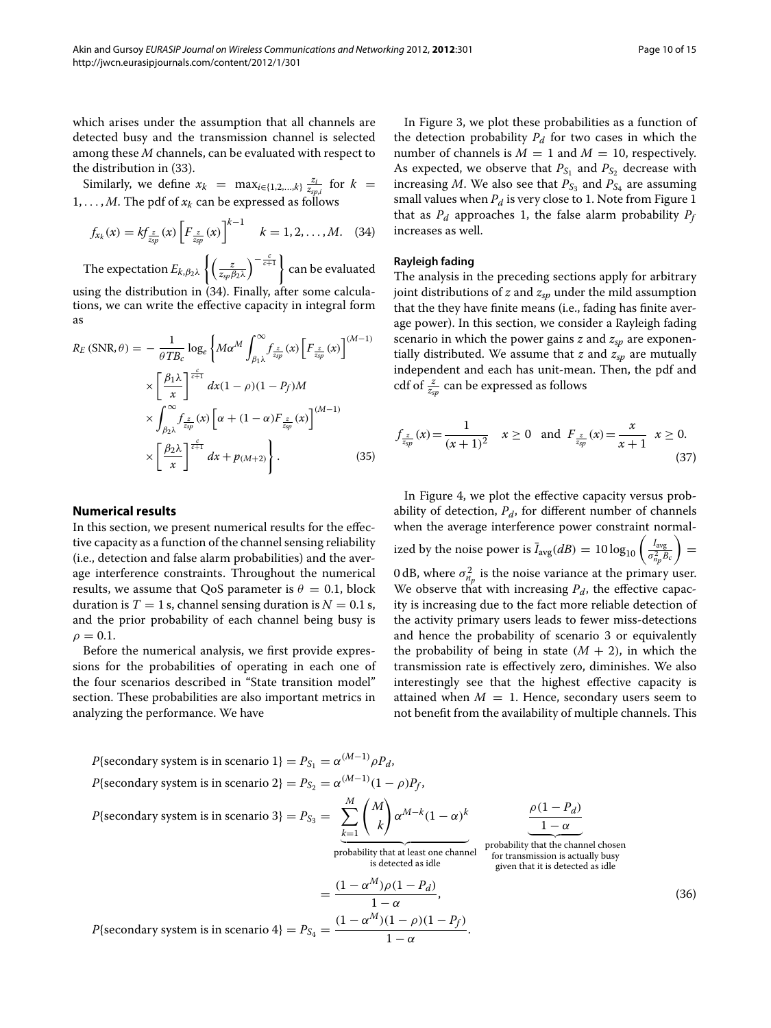which arises under the assumption that all channels are detected busy and the transmission channel is selected among these $M$ channels, can be evaluated with respect to the distribution in (33).

Similarly, we define $x_k = \max_{i\in\{1,2,\ldots,k\}} \frac{z_i}{z_{sp,i}}$ for $k = 1,\ldots,M$. The pdf of $x_k$ can be expressed as follows

$$f_{x_k}(x) = k f_{\frac{z}{z_{sp}}}(x)\left[F_{\frac{z}{z_{sp}}}(x)\right]^{k-1} \quad k = 1,2,\ldots,M. \quad (34)$$

The expectation $E_{k,\beta_2\lambda}\left\{\left(\frac{z}{z_{sp}\beta_2\lambda}\right)^{-\frac{c}{c+1}}\right\}$ can be evaluated using the distribution in (34). Finally, after some calculations, we can write the effective capacity in integral form as

$$\begin{aligned} R_E(\text{SNR},\theta) = -\frac{1}{\theta T B_c}\log_e \Bigg\{ & M\alpha^M \int_{\beta_1\lambda}^{\infty} f_{\frac{z}{z_{sp}}}(x)\left[F_{\frac{z}{z_{sp}}}(x)\right]^{(M-1)} \\ & \times \left[\frac{\beta_1\lambda}{x}\right]^{\frac{c}{c+1}} dx (1-\rho)(1-P_f)M \\ & \times \int_{\beta_2\lambda}^{\infty} f_{\frac{z}{z_{sp}}}(x)\left[\alpha + (1-\alpha)F_{\frac{z}{z_{sp}}}(x)\right]^{(M-1)} \\ & \times \left[\frac{\beta_2\lambda}{x}\right]^{\frac{c}{c+1}} dx + p_{(M+2)} \Bigg\}. \end{aligned} \quad (35)$$

## Numerical results

In this section, we present numerical results for the effective capacity as a function of the channel sensing reliability (i.e., detection and false alarm probabilities) and the average interference constraints. Throughout the numerical results, we assume that QoS parameter is $\theta = 0.1$, block duration is $T = 1$ s, channel sensing duration is $N = 0.1$ s, and the prior probability of each channel being busy is $\rho = 0.1$.

Before the numerical analysis, we first provide expressions for the probabilities of operating in each one of the four scenarios described in "State transition model" section. These probabilities are also important metrics in analyzing the performance. We have

$$\begin{aligned} P\{\text{secondary system is in scenario 1}\} &= P_{S_1} = \alpha^{(M-1)}\rho P_d, \\ P\{\text{secondary system is in scenario 2}\} &= P_{S_2} = \alpha^{(M-1)}(1-\rho)P_f, \\ P\{\text{secondary system is in scenario 3}\} &= P_{S_3} = \underbrace{\sum_{k=1}^{M}\binom{M}{k}\alpha^{M-k}(1-\alpha)^k}_{\text{probability that at least one channel is detected as idle}} \quad \underbrace{\frac{\rho(1-P_d)}{1-\alpha}}_{\text{probability that the channel chosen for transmission is actually busy given that it is detected as idle}} \\ &= \frac{(1-\alpha^M)\rho(1-P_d)}{1-\alpha}, \\ P\{\text{secondary system is in scenario 4}\} &= P_{S_4} = \frac{(1-\alpha^M)(1-\rho)(1-P_f)}{1-\alpha}. \end{aligned} \quad (36)$$

In Figure 3, we plot these probabilities as a function of the detection probability $P_d$ for two cases in which the number of channels is $M = 1$ and $M = 10$, respectively. As expected, we observe that $P_{S_1}$ and $P_{S_2}$ decrease with increasing $M$. We also see that $P_{S_3}$ and $P_{S_4}$ are assuming small values when $P_d$ is very close to 1. Note from Figure 1 that as $P_d$ approaches 1, the false alarm probability $P_f$ increases as well.

### Rayleigh fading

The analysis in the preceding sections apply for arbitrary joint distributions of $z$ and $z_{sp}$ under the mild assumption that the they have finite means (i.e., fading has finite average power). In this section, we consider a Rayleigh fading scenario in which the power gains $z$ and $z_{sp}$ are exponentially distributed. We assume that $z$ and $z_{sp}$ are mutually independent and each has unit-mean. Then, the pdf and cdf of $\frac{z}{z_{sp}}$ can be expressed as follows

$$f_{\frac{z}{z_{sp}}}(x) = \frac{1}{(x+1)^2} \quad x \geq 0 \quad \text{and} \quad F_{\frac{z}{z_{sp}}}(x) = \frac{x}{x+1} \quad x \geq 0. \quad (37)$$

In Figure 4, we plot the effective capacity versus probability of detection, $P_d$, for different number of channels when the average interference power constraint normalized by the noise power is $\bar{I}_{\text{avg}}(dB) = 10\log_{10}\left(\frac{I_{\text{avg}}}{\sigma_{n_p}^2 B_c}\right) = 0$ dB, where $\sigma_{n_p}^2$ is the noise variance at the primary user. We observe that with increasing $P_d$, the effective capacity is increasing due to the fact more reliable detection of the activity primary users leads to fewer miss-detections and hence the probability of scenario 3 or equivalently the probability of being in state $(M + 2)$, in which the transmission rate is effectively zero, diminishes. We also interestingly see that the highest effective capacity is attained when $M = 1$. Hence, secondary users seem to not benefit from the availability of multiple channels. This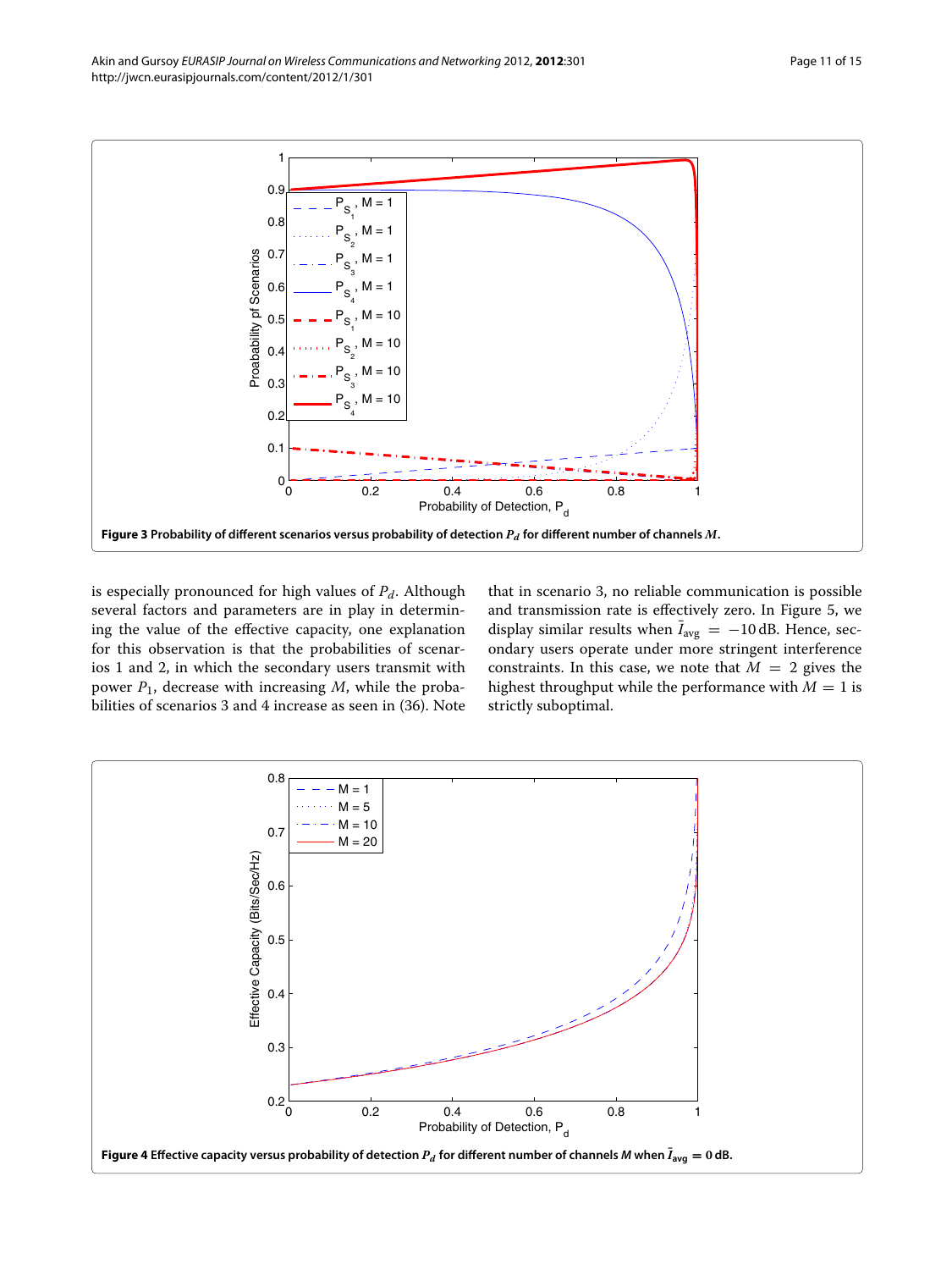**Figure 3 Probability of different scenarios versus probability of detection $P_d$ for different number of channels $M$.**

is especially pronounced for high values of $P_d$. Although several factors and parameters are in play in determining the value of the effective capacity, one explanation for this observation is that the probabilities of scenarios 1 and 2, in which the secondary users transmit with power $P_1$, decrease with increasing $M$, while the probabilities of scenarios 3 and 4 increase as seen in (36). Note that in scenario 3, no reliable communication is possible and transmission rate is effectively zero. In Figure 5, we display similar results when $\bar{I}_{\text{avg}} = -10$ dB. Hence, secondary users operate under more stringent interference constraints. In this case, we note that $M = 2$ gives the highest throughput while the performance with $M = 1$ is strictly suboptimal.

**Figure 4 Effective capacity versus probability of detection $P_d$ for different number of channels $M$ when $\bar{I}_{\text{avg}} = 0$ dB.**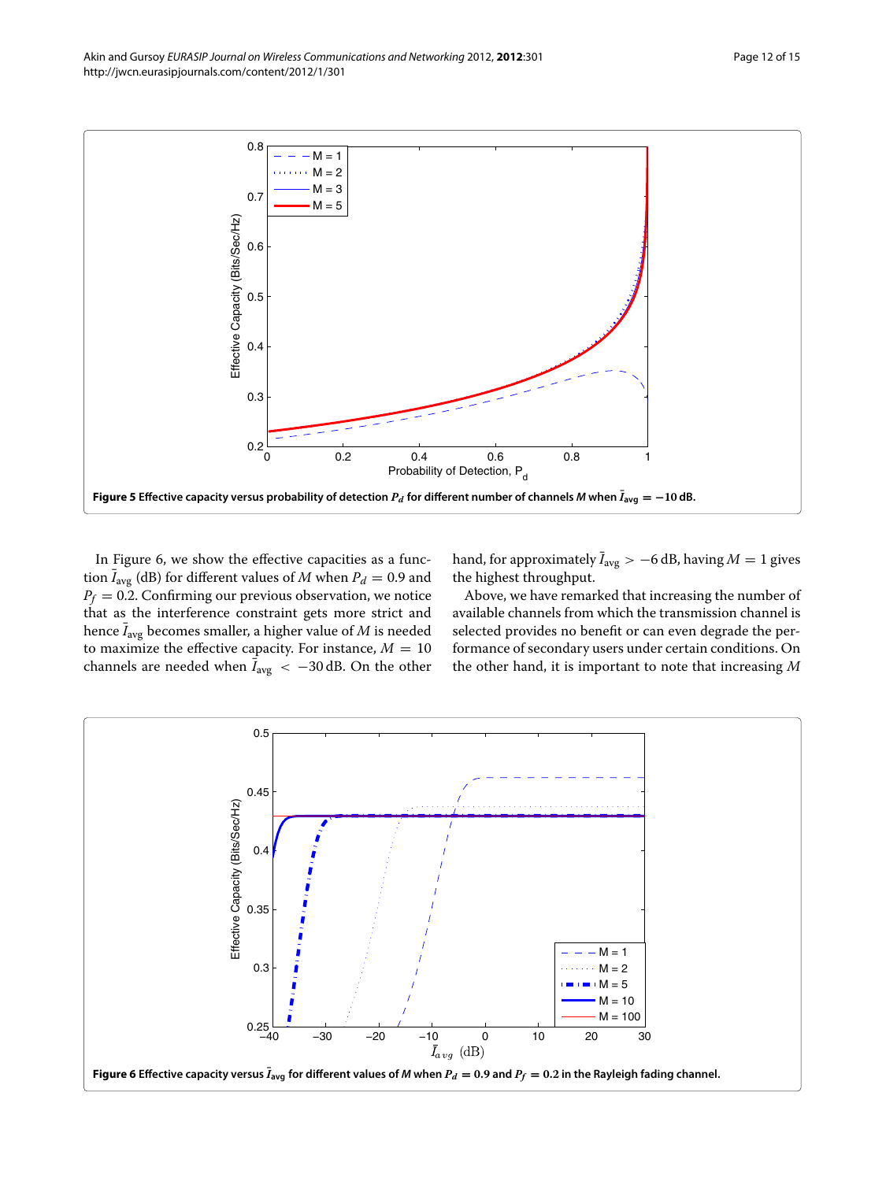**Figure 5 Effective capacity versus probability of detection $P_d$ for different number of channels $M$ when $\bar{I}_{\text{avg}} = -10$ dB.**

In Figure 6, we show the effective capacities as a function $\bar{I}_{\text{avg}}$ (dB) for different values of $M$ when $P_d = 0.9$ and $P_f = 0.2$. Confirming our previous observation, we notice that as the interference constraint gets more strict and hence $\bar{I}_{\text{avg}}$ becomes smaller, a higher value of $M$ is needed to maximize the effective capacity. For instance, $M = 10$ channels are needed when $\bar{I}_{\text{avg}} < -30$ dB. On the other hand, for approximately $\bar{I}_{\text{avg}} > -6$ dB, having $M = 1$ gives the highest throughput.

Above, we have remarked that increasing the number of available channels from which the transmission channel is selected provides no benefit or can even degrade the performance of secondary users under certain conditions. On the other hand, it is important to note that increasing $M$

**Figure 6 Effective capacity versus $\bar{I}_{\text{avg}}$ for different values of $M$ when $P_d = 0.9$ and $P_f = 0.2$ in the Rayleigh fading channel.**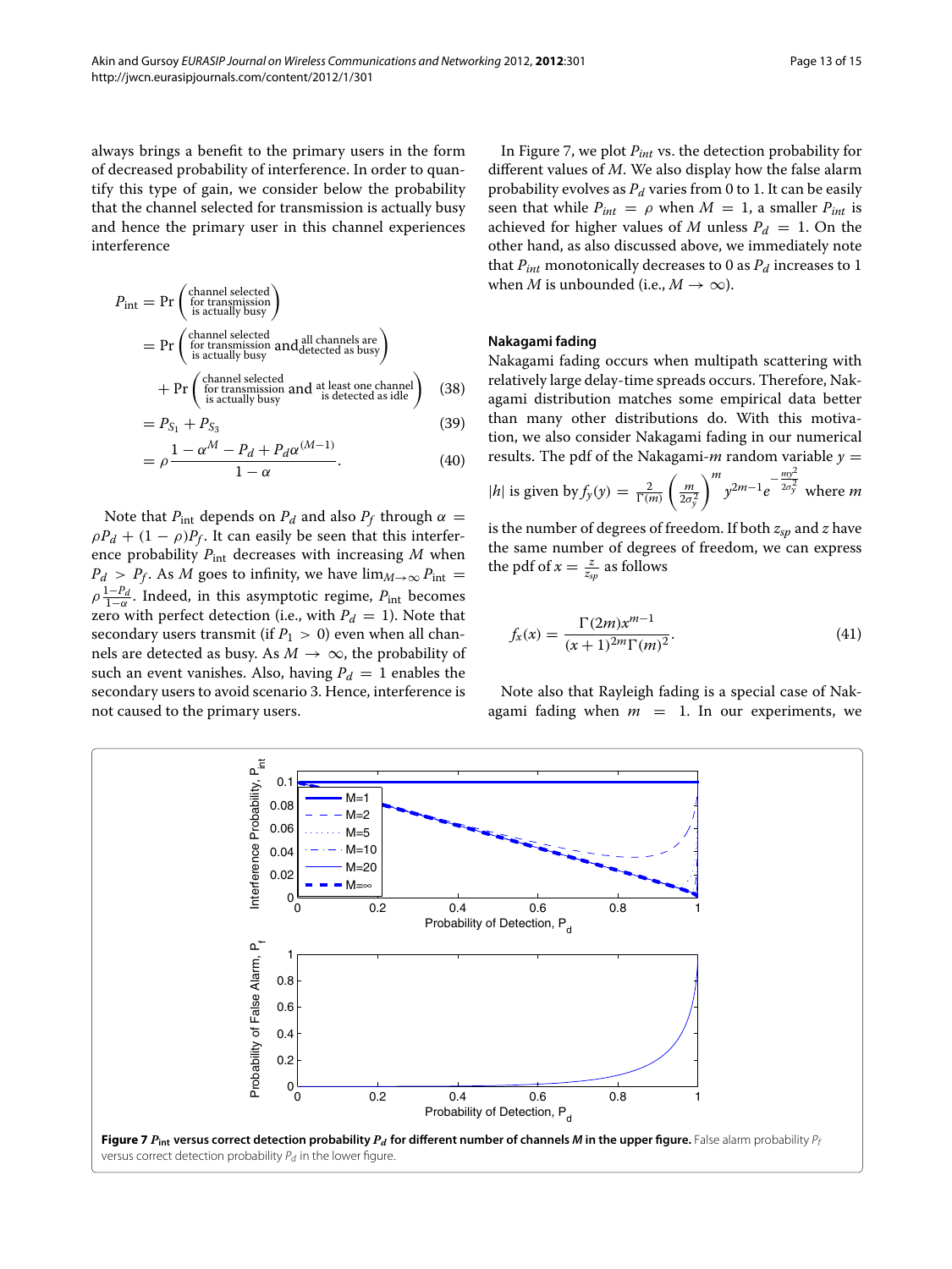always brings a benefit to the primary users in the form of decreased probability of interference. In order to quantify this type of gain, we consider below the probability that the channel selected for transmission is actually busy and hence the primary user in this channel experiences interference

$$P_{\text{int}} = \Pr\left(\begin{smallmatrix}\text{channel selected}\\ \text{for transmission}\\ \text{is actually busy}\end{smallmatrix}\right)$$

$$= \Pr\left(\begin{smallmatrix}\text{channel selected}\\ \text{for transmission}\\ \text{is actually busy}\end{smallmatrix} \text{ and } \begin{smallmatrix}\text{all channels are}\\ \text{detected as busy}\end{smallmatrix}\right) + \Pr\left(\begin{smallmatrix}\text{channel selected}\\ \text{for transmission}\\ \text{is actually busy}\end{smallmatrix} \text{ and } \begin{smallmatrix}\text{at least one channel}\\ \text{is detected as idle}\end{smallmatrix}\right) \quad (38)$$

$$= P_{S_1} + P_{S_3} \quad (39)$$

$$= \rho \frac{1 - \alpha^M - P_d + P_d \alpha^{(M-1)}}{1-\alpha}. \quad (40)$$

Note that $P_{\text{int}}$ depends on $P_d$ and also $P_f$ through $\alpha = \rho P_d + (1-\rho)P_f$. It can easily be seen that this interference probability $P_{\text{int}}$ decreases with increasing $M$ when $P_d > P_f$. As $M$ goes to infinity, we have $\lim_{M\to\infty} P_{\text{int}} = \rho \frac{1-P_d}{1-\alpha}$. Indeed, in this asymptotic regime, $P_{\text{int}}$ becomes zero with perfect detection (i.e., with $P_d = 1$). Note that secondary users transmit (if $P_1 > 0$) even when all channels are detected as busy. As $M \to \infty$, the probability of such an event vanishes. Also, having $P_d = 1$ enables the secondary users to avoid scenario 3. Hence, interference is not caused to the primary users.

In Figure 7, we plot $P_{int}$ vs. the detection probability for different values of $M$. We also display how the false alarm probability evolves as $P_d$ varies from 0 to 1. It can be easily seen that while $P_{int} = \rho$ when $M = 1$, a smaller $P_{int}$ is achieved for higher values of $M$ unless $P_d = 1$. On the other hand, as also discussed above, we immediately note that $P_{int}$ monotonically decreases to 0 as $P_d$ increases to 1 when $M$ is unbounded (i.e., $M \to \infty$).

### Nakagami fading

Nakagami fading occurs when multipath scattering with relatively large delay-time spreads occurs. Therefore, Nakagami distribution matches some empirical data better than many other distributions do. With this motivation, we also consider Nakagami fading in our numerical results. The pdf of the Nakagami-$m$ random variable $y = |h|$ is given by $f_y(y) = \frac{2}{\Gamma(m)}\left(\frac{m}{2\sigma_y^2}\right)^m y^{2m-1} e^{-\frac{my^2}{2\sigma_y^2}}$ where $m$ is the number of degrees of freedom. If both $z_{sp}$ and $z$ have the same number of degrees of freedom, we can express the pdf of $x = \frac{z}{z_{sp}}$ as follows

$$f_x(x) = \frac{\Gamma(2m)x^{m-1}}{(x+1)^{2m}\Gamma(m)^2}. \quad (41)$$

Note also that Rayleigh fading is a special case of Nakagami fading when $m = 1$. In our experiments, we

**Figure 7** $P_{\text{int}}$ **versus correct detection probability** $P_d$ **for different number of channels** $M$ **in the upper figure.** False alarm probability $P_f$ versus correct detection probability $P_d$ in the lower figure.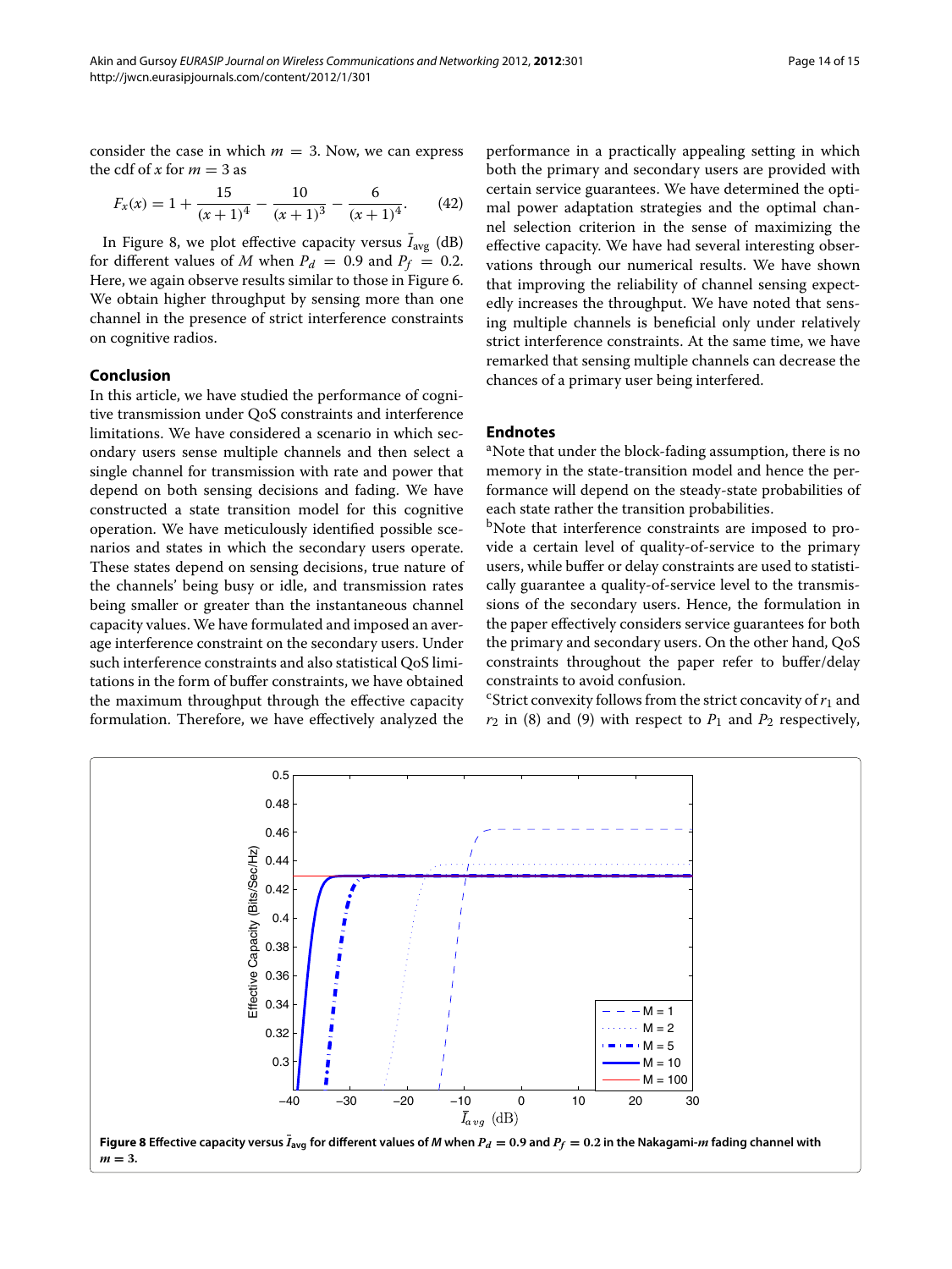consider the case in which $m = 3$. Now, we can express the cdf of $x$ for $m = 3$ as

$$F_x(x) = 1 + \frac{15}{(x+1)^4} - \frac{10}{(x+1)^3} - \frac{6}{(x+1)^4}. \qquad (42)$$

In Figure 8, we plot effective capacity versus $\bar{I}_{\text{avg}}$ (dB) for different values of $M$ when $P_d = 0.9$ and $P_f = 0.2$. Here, we again observe results similar to those in Figure 6. We obtain higher throughput by sensing more than one channel in the presence of strict interference constraints on cognitive radios.

## Conclusion

In this article, we have studied the performance of cognitive transmission under QoS constraints and interference limitations. We have considered a scenario in which secondary users sense multiple channels and then select a single channel for transmission with rate and power that depend on both sensing decisions and fading. We have constructed a state transition model for this cognitive operation. We have meticulously identified possible scenarios and states in which the secondary users operate. These states depend on sensing decisions, true nature of the channels' being busy or idle, and transmission rates being smaller or greater than the instantaneous channel capacity values. We have formulated and imposed an average interference constraint on the secondary users. Under such interference constraints and also statistical QoS limitations in the form of buffer constraints, we have obtained the maximum throughput through the effective capacity formulation. Therefore, we have effectively analyzed the performance in a practically appealing setting in which both the primary and secondary users are provided with certain service guarantees. We have determined the optimal power adaptation strategies and the optimal channel selection criterion in the sense of maximizing the effective capacity. We have had several interesting observations through our numerical results. We have shown that improving the reliability of channel sensing expectedly increases the throughput. We have noted that sensing multiple channels is beneficial only under relatively strict interference constraints. At the same time, we have remarked that sensing multiple channels can decrease the chances of a primary user being interfered.

## Endnotes

[a]Note that under the block-fading assumption, there is no memory in the state-transition model and hence the performance will depend on the steady-state probabilities of each state rather the transition probabilities.

[b]Note that interference constraints are imposed to provide a certain level of quality-of-service to the primary users, while buffer or delay constraints are used to statistically guarantee a quality-of-service level to the transmissions of the secondary users. Hence, the formulation in the paper effectively considers service guarantees for both the primary and secondary users. On the other hand, QoS constraints throughout the paper refer to buffer/delay constraints to avoid confusion.

[c]Strict convexity follows from the strict concavity of $r_1$ and $r_2$ in (8) and (9) with respect to $P_1$ and $P_2$ respectively,

Effective Capacity (Bits/Sec/Hz)
0.5
0.48
0.46
0.44
0.42
0.4
0.38
0.36
0.34
0.32
0.3
−40 −30 −20 −10 0 10 20 30
$\bar{I}_{avg}$ (dB)
M = 1
M = 2
M = 5
M = 10
M = 100

**Figure 8 Effective capacity versus $\bar{I}_{\text{avg}}$ for different values of $M$ when $P_d = 0.9$ and $P_f = 0.2$ in the Nakagami-$m$ fading channel with $m = 3$.**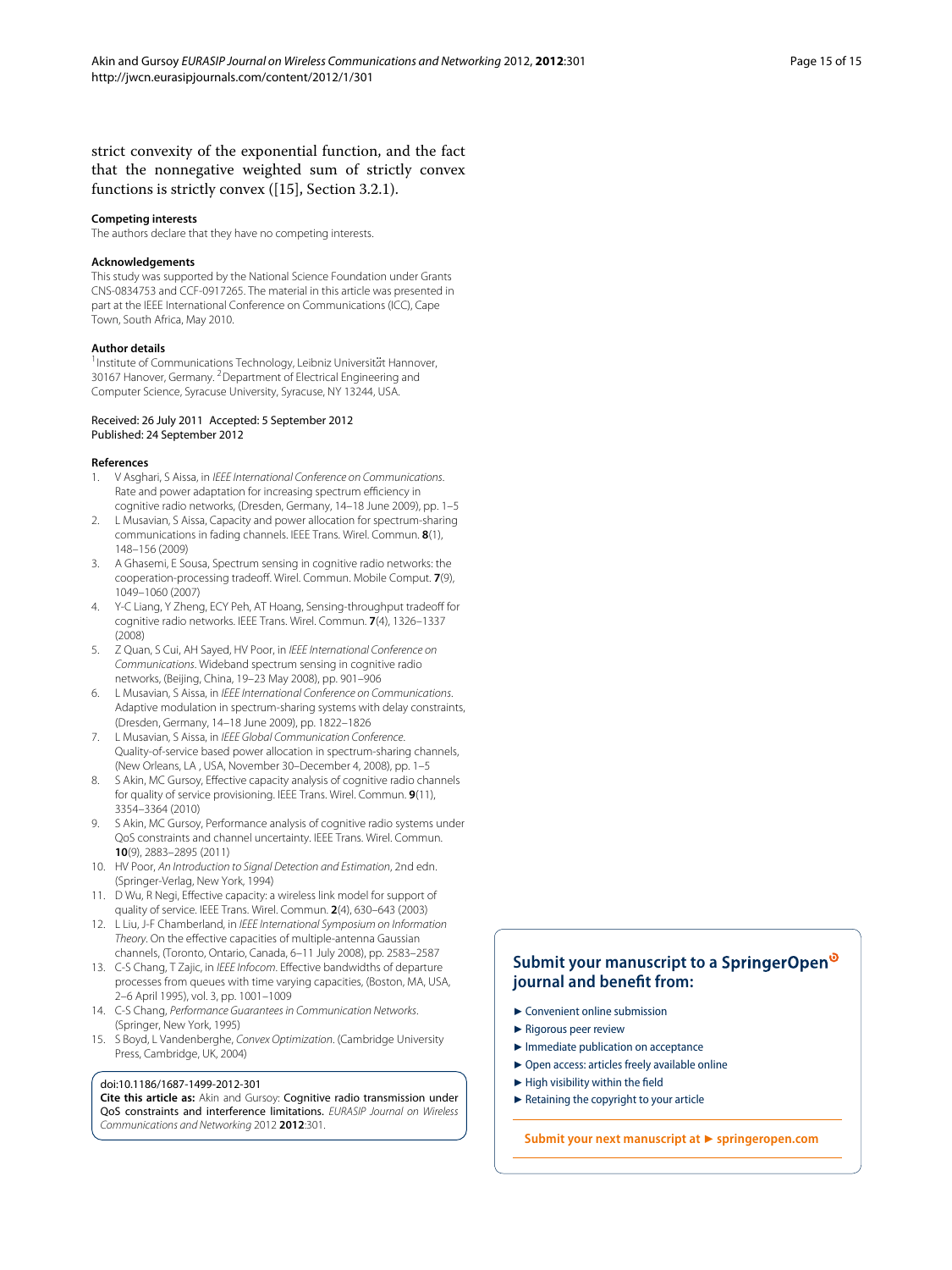strict convexity of the exponential function, and the fact that the nonnegative weighted sum of strictly convex functions is strictly convex ([15], Section 3.2.1).

#### Competing interests
The authors declare that they have no competing interests.

#### Acknowledgements
This study was supported by the National Science Foundation under Grants CNS-0834753 and CCF-0917265. The material in this article was presented in part at the IEEE International Conference on Communications (ICC), Cape Town, South Africa, May 2010.

#### Author details
[1]Institute of Communications Technology, Leibniz Universität Hannover, 30167 Hanover, Germany. [2]Department of Electrical Engineering and Computer Science, Syracuse University, Syracuse, NY 13244, USA.

Received: 26 July 2011 Accepted: 5 September 2012
Published: 24 September 2012

#### References
1. V Asghari, S Aissa, in *IEEE International Conference on Communications*. Rate and power adaptation for increasing spectrum efficiency in cognitive radio networks, (Dresden, Germany, 14–18 June 2009), pp. 1–5
2. L Musavian, S Aissa, Capacity and power allocation for spectrum-sharing communications in fading channels. IEEE Trans. Wirel. Commun. **8**(1), 148–156 (2009)
3. A Ghasemi, E Sousa, Spectrum sensing in cognitive radio networks: the cooperation-processing tradeoff. Wirel. Commun. Mobile Comput. **7**(9), 1049–1060 (2007)
4. Y-C Liang, Y Zheng, ECY Peh, AT Hoang, Sensing-throughput tradeoff for cognitive radio networks. IEEE Trans. Wirel. Commun. **7**(4), 1326–1337 (2008)
5. Z Quan, S Cui, AH Sayed, HV Poor, in *IEEE International Conference on Communications*. Wideband spectrum sensing in cognitive radio networks, (Beijing, China, 19–23 May 2008), pp. 901–906
6. L Musavian, S Aissa, in *IEEE International Conference on Communications*. Adaptive modulation in spectrum-sharing systems with delay constraints, (Dresden, Germany, 14–18 June 2009), pp. 1822–1826
7. L Musavian, S Aissa, in *IEEE Global Communication Conference*. Quality-of-service based power allocation in spectrum-sharing channels, (New Orleans, LA , USA, November 30–December 4, 2008), pp. 1–5
8. S Akin, MC Gursoy, Effective capacity analysis of cognitive radio channels for quality of service provisioning. IEEE Trans. Wirel. Commun. **9**(11), 3354–3364 (2010)
9. S Akin, MC Gursoy, Performance analysis of cognitive radio systems under QoS constraints and channel uncertainty. IEEE Trans. Wirel. Commun. **10**(9), 2883–2895 (2011)
10. HV Poor, *An Introduction to Signal Detection and Estimation*, 2nd edn. (Springer-Verlag, New York, 1994)
11. D Wu, R Negi, Effective capacity: a wireless link model for support of quality of service. IEEE Trans. Wirel. Commun. **2**(4), 630–643 (2003)
12. L Liu, J-F Chamberland, in *IEEE International Symposium on Information Theory*. On the effective capacities of multiple-antenna Gaussian channels, (Toronto, Ontario, Canada, 6–11 July 2008), pp. 2583–2587
13. C-S Chang, T Zajic, in *IEEE Infocom*. Effective bandwidths of departure processes from queues with time varying capacities, (Boston, MA, USA, 2–6 April 1995), vol. 3, pp. 1001–1009
14. C-S Chang, *Performance Guarantees in Communication Networks*. (Springer, New York, 1995)
15. S Boyd, L Vandenberghe, *Convex Optimization*. (Cambridge University Press, Cambridge, UK, 2004)

doi:10.1186/1687-1499-2012-301
**Cite this article as:** Akin and Gursoy: Cognitive radio transmission under QoS constraints and interference limitations. *EURASIP Journal on Wireless Communications and Networking* 2012 **2012**:301.

**Submit your manuscript to a SpringerOpen journal and benefit from:**

- ► Convenient online submission
- ► Rigorous peer review
- ► Immediate publication on acceptance
- ► Open access: articles freely available online
- ► High visibility within the field
- ► Retaining the copyright to your article

**Submit your next manuscript at ► springeropen.com**